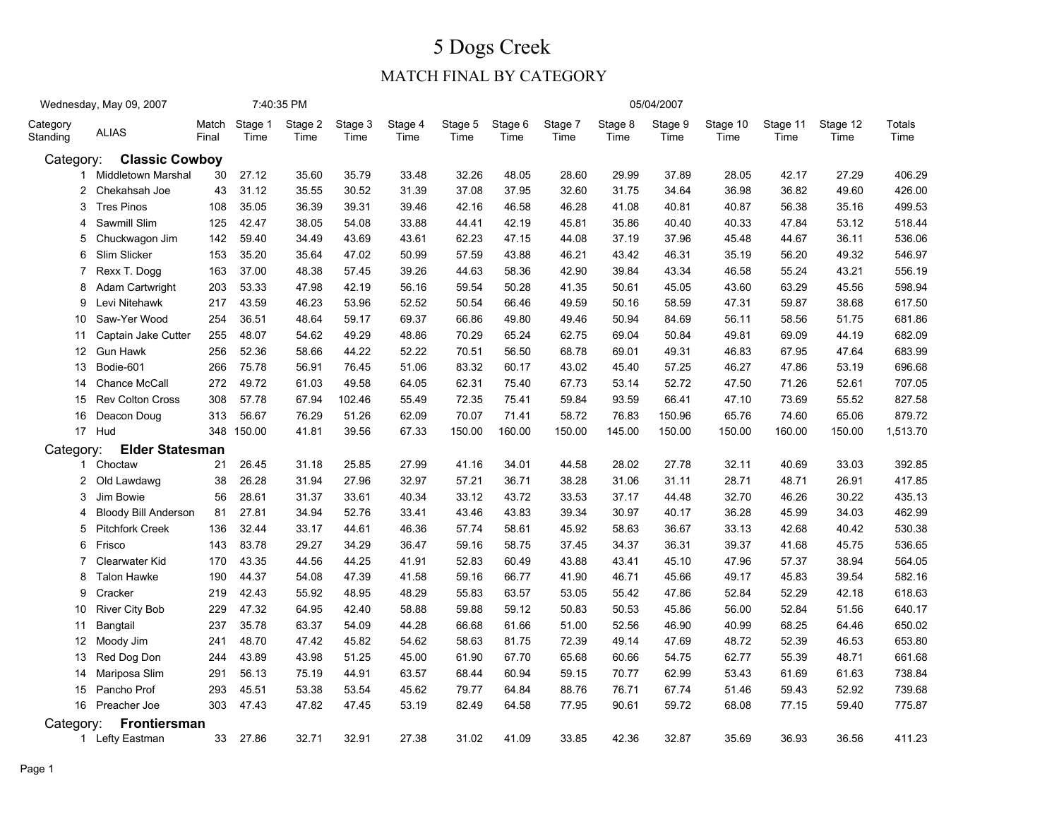# 5 Dogs Creek

## MATCH FINAL BY CATEGORY

Wednesday, May 09, 2007 7:40:35 PM 05/04/2007

| Category Standing | ALIAS | Match Final | Stage 1 Time | Stage 2 Time | Stage 3 Time | Stage 4 Time | Stage 5 Time | Stage 6 Time | Stage 7 Time | Stage 8 Time | Stage 9 Time | Stage 10 Time | Stage 11 Time | Stage 12 Time | Totals Time |
|---|---|---|---|---|---|---|---|---|---|---|---|---|---|---|---|
| Category: | **Classic Cowboy** | | | | | | | | | | | | | | |
| 1 | Middletown Marshal | 30 | 27.12 | 35.60 | 35.79 | 33.48 | 32.26 | 48.05 | 28.60 | 29.99 | 37.89 | 28.05 | 42.17 | 27.29 | 406.29 |
| 2 | Chekahsah Joe | 43 | 31.12 | 35.55 | 30.52 | 31.39 | 37.08 | 37.95 | 32.60 | 31.75 | 34.64 | 36.98 | 36.82 | 49.60 | 426.00 |
| 3 | Tres Pinos | 108 | 35.05 | 36.39 | 39.31 | 39.46 | 42.16 | 46.58 | 46.28 | 41.08 | 40.81 | 40.87 | 56.38 | 35.16 | 499.53 |
| 4 | Sawmill Slim | 125 | 42.47 | 38.05 | 54.08 | 33.88 | 44.41 | 42.19 | 45.81 | 35.86 | 40.40 | 40.33 | 47.84 | 53.12 | 518.44 |
| 5 | Chuckwagon Jim | 142 | 59.40 | 34.49 | 43.69 | 43.61 | 62.23 | 47.15 | 44.08 | 37.19 | 37.96 | 45.48 | 44.67 | 36.11 | 536.06 |
| 6 | Slim Slicker | 153 | 35.20 | 35.64 | 47.02 | 50.99 | 57.59 | 43.88 | 46.21 | 43.42 | 46.31 | 35.19 | 56.20 | 49.32 | 546.97 |
| 7 | Rexx T. Dogg | 163 | 37.00 | 48.38 | 57.45 | 39.26 | 44.63 | 58.36 | 42.90 | 39.84 | 43.34 | 46.58 | 55.24 | 43.21 | 556.19 |
| 8 | Adam Cartwright | 203 | 53.33 | 47.98 | 42.19 | 56.16 | 59.54 | 50.28 | 41.35 | 50.61 | 45.05 | 43.60 | 63.29 | 45.56 | 598.94 |
| 9 | Levi Nitehawk | 217 | 43.59 | 46.23 | 53.96 | 52.52 | 50.54 | 66.46 | 49.59 | 50.16 | 58.59 | 47.31 | 59.87 | 38.68 | 617.50 |
| 10 | Saw-Yer Wood | 254 | 36.51 | 48.64 | 59.17 | 69.37 | 66.86 | 49.80 | 49.46 | 50.94 | 84.69 | 56.11 | 58.56 | 51.75 | 681.86 |
| 11 | Captain Jake Cutter | 255 | 48.07 | 54.62 | 49.29 | 48.86 | 70.29 | 65.24 | 62.75 | 69.04 | 50.84 | 49.81 | 69.09 | 44.19 | 682.09 |
| 12 | Gun Hawk | 256 | 52.36 | 58.66 | 44.22 | 52.22 | 70.51 | 56.50 | 68.78 | 69.01 | 49.31 | 46.83 | 67.95 | 47.64 | 683.99 |
| 13 | Bodie-601 | 266 | 75.78 | 56.91 | 76.45 | 51.06 | 83.32 | 60.17 | 43.02 | 45.40 | 57.25 | 46.27 | 47.86 | 53.19 | 696.68 |
| 14 | Chance McCall | 272 | 49.72 | 61.03 | 49.58 | 64.05 | 62.31 | 75.40 | 67.73 | 53.14 | 52.72 | 47.50 | 71.26 | 52.61 | 707.05 |
| 15 | Rev Colton Cross | 308 | 57.78 | 67.94 | 102.46 | 55.49 | 72.35 | 75.41 | 59.84 | 93.59 | 66.41 | 47.10 | 73.69 | 55.52 | 827.58 |
| 16 | Deacon Doug | 313 | 56.67 | 76.29 | 51.26 | 62.09 | 70.07 | 71.41 | 58.72 | 76.83 | 150.96 | 65.76 | 74.60 | 65.06 | 879.72 |
| 17 | Hud | 348 | 150.00 | 41.81 | 39.56 | 67.33 | 150.00 | 160.00 | 150.00 | 145.00 | 150.00 | 150.00 | 160.00 | 150.00 | 1,513.70 |
| Category: | **Elder Statesman** | | | | | | | | | | | | | | |
| 1 | Choctaw | 21 | 26.45 | 31.18 | 25.85 | 27.99 | 41.16 | 34.01 | 44.58 | 28.02 | 27.78 | 32.11 | 40.69 | 33.03 | 392.85 |
| 2 | Old Lawdawg | 38 | 26.28 | 31.94 | 27.96 | 32.97 | 57.21 | 36.71 | 38.28 | 31.06 | 31.11 | 28.71 | 48.71 | 26.91 | 417.85 |
| 3 | Jim Bowie | 56 | 28.61 | 31.37 | 33.61 | 40.34 | 33.12 | 43.72 | 33.53 | 37.17 | 44.48 | 32.70 | 46.26 | 30.22 | 435.13 |
| 4 | Bloody Bill Anderson | 81 | 27.81 | 34.94 | 52.76 | 33.41 | 43.46 | 43.83 | 39.34 | 30.97 | 40.17 | 36.28 | 45.99 | 34.03 | 462.99 |
| 5 | Pitchfork Creek | 136 | 32.44 | 33.17 | 44.61 | 46.36 | 57.74 | 58.61 | 45.92 | 58.63 | 36.67 | 33.13 | 42.68 | 40.42 | 530.38 |
| 6 | Frisco | 143 | 83.78 | 29.27 | 34.29 | 36.47 | 59.16 | 58.75 | 37.45 | 34.37 | 36.31 | 39.37 | 41.68 | 45.75 | 536.65 |
| 7 | Clearwater Kid | 170 | 43.35 | 44.56 | 44.25 | 41.91 | 52.83 | 60.49 | 43.88 | 43.41 | 45.10 | 47.96 | 57.37 | 38.94 | 564.05 |
| 8 | Talon Hawke | 190 | 44.37 | 54.08 | 47.39 | 41.58 | 59.16 | 66.77 | 41.90 | 46.71 | 45.66 | 49.17 | 45.83 | 39.54 | 582.16 |
| 9 | Cracker | 219 | 42.43 | 55.92 | 48.95 | 48.29 | 55.83 | 63.57 | 53.05 | 55.42 | 47.86 | 52.84 | 52.29 | 42.18 | 618.63 |
| 10 | River City Bob | 229 | 47.32 | 64.95 | 42.40 | 58.88 | 59.88 | 59.12 | 50.83 | 50.53 | 45.86 | 56.00 | 52.84 | 51.56 | 640.17 |
| 11 | Bangtail | 237 | 35.78 | 63.37 | 54.09 | 44.28 | 66.68 | 61.66 | 51.00 | 52.56 | 46.90 | 40.99 | 68.25 | 64.46 | 650.02 |
| 12 | Moody Jim | 241 | 48.70 | 47.42 | 45.82 | 54.62 | 58.63 | 81.75 | 72.39 | 49.14 | 47.69 | 48.72 | 52.39 | 46.53 | 653.80 |
| 13 | Red Dog Don | 244 | 43.89 | 43.98 | 51.25 | 45.00 | 61.90 | 67.70 | 65.68 | 60.66 | 54.75 | 62.77 | 55.39 | 48.71 | 661.68 |
| 14 | Mariposa Slim | 291 | 56.13 | 75.19 | 44.91 | 63.57 | 68.44 | 60.94 | 59.15 | 70.77 | 62.99 | 53.43 | 61.69 | 61.63 | 738.84 |
| 15 | Pancho Prof | 293 | 45.51 | 53.38 | 53.54 | 45.62 | 79.77 | 64.84 | 88.76 | 76.71 | 67.74 | 51.46 | 59.43 | 52.92 | 739.68 |
| 16 | Preacher Joe | 303 | 47.43 | 47.82 | 47.45 | 53.19 | 82.49 | 64.58 | 77.95 | 90.61 | 59.72 | 68.08 | 77.15 | 59.40 | 775.87 |
| Category: | **Frontiersman** | | | | | | | | | | | | | | |
| 1 | Lefty Eastman | 33 | 27.86 | 32.71 | 32.91 | 27.38 | 31.02 | 41.09 | 33.85 | 42.36 | 32.87 | 35.69 | 36.93 | 36.56 | 411.23 |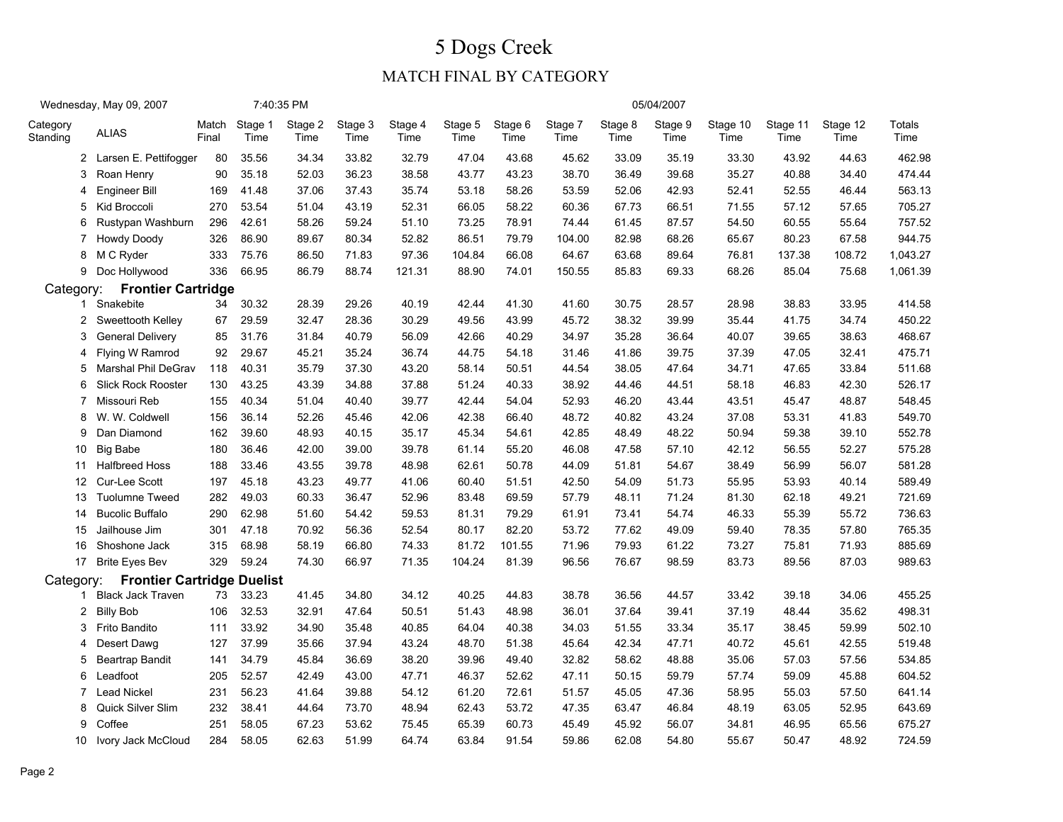# 5 Dogs Creek

## MATCH FINAL BY CATEGORY

Wednesday, May 09, 2007 7:40:35 PM 05/04/2007

| Category Standing | ALIAS | Match Final | Stage 1 Time | Stage 2 Time | Stage 3 Time | Stage 4 Time | Stage 5 Time | Stage 6 Time | Stage 7 Time | Stage 8 Time | Stage 9 Time | Stage 10 Time | Stage 11 Time | Stage 12 Time | Totals Time |
|---|---|---|---|---|---|---|---|---|---|---|---|---|---|---|---|
| 2 | Larsen E. Pettifogger | 80 | 35.56 | 34.34 | 33.82 | 32.79 | 47.04 | 43.68 | 45.62 | 33.09 | 35.19 | 33.30 | 43.92 | 44.63 | 462.98 |
| 3 | Roan Henry | 90 | 35.18 | 52.03 | 36.23 | 38.58 | 43.77 | 43.23 | 38.70 | 36.49 | 39.68 | 35.27 | 40.88 | 34.40 | 474.44 |
| 4 | Engineer Bill | 169 | 41.48 | 37.06 | 37.43 | 35.74 | 53.18 | 58.26 | 53.59 | 52.06 | 42.93 | 52.41 | 52.55 | 46.44 | 563.13 |
| 5 | Kid Broccoli | 270 | 53.54 | 51.04 | 43.19 | 52.31 | 66.05 | 58.22 | 60.36 | 67.73 | 66.51 | 71.55 | 57.12 | 57.65 | 705.27 |
| 6 | Rustypan Washburn | 296 | 42.61 | 58.26 | 59.24 | 51.10 | 73.25 | 78.91 | 74.44 | 61.45 | 87.57 | 54.50 | 60.55 | 55.64 | 757.52 |
| 7 | Howdy Doody | 326 | 86.90 | 89.67 | 80.34 | 52.82 | 86.51 | 79.79 | 104.00 | 82.98 | 68.26 | 65.67 | 80.23 | 67.58 | 944.75 |
| 8 | M C Ryder | 333 | 75.76 | 86.50 | 71.83 | 97.36 | 104.84 | 66.08 | 64.67 | 63.68 | 89.64 | 76.81 | 137.38 | 108.72 | 1,043.27 |
| 9 | Doc Hollywood | 336 | 66.95 | 86.79 | 88.74 | 121.31 | 88.90 | 74.01 | 150.55 | 85.83 | 69.33 | 68.26 | 85.04 | 75.68 | 1,061.39 |
| Category: | **Frontier Cartridge** | | | | | | | | | | | | | | |
| 1 | Snakebite | 34 | 30.32 | 28.39 | 29.26 | 40.19 | 42.44 | 41.30 | 41.60 | 30.75 | 28.57 | 28.98 | 38.83 | 33.95 | 414.58 |
| 2 | Sweettooth Kelley | 67 | 29.59 | 32.47 | 28.36 | 30.29 | 49.56 | 43.99 | 45.72 | 38.32 | 39.99 | 35.44 | 41.75 | 34.74 | 450.22 |
| 3 | General Delivery | 85 | 31.76 | 31.84 | 40.79 | 56.09 | 42.66 | 40.29 | 34.97 | 35.28 | 36.64 | 40.07 | 39.65 | 38.63 | 468.67 |
| 4 | Flying W Ramrod | 92 | 29.67 | 45.21 | 35.24 | 36.74 | 44.75 | 54.18 | 31.46 | 41.86 | 39.75 | 37.39 | 47.05 | 32.41 | 475.71 |
| 5 | Marshal Phil DeGrav | 118 | 40.31 | 35.79 | 37.30 | 43.20 | 58.14 | 50.51 | 44.54 | 38.05 | 47.64 | 34.71 | 47.65 | 33.84 | 511.68 |
| 6 | Slick Rock Rooster | 130 | 43.25 | 43.39 | 34.88 | 37.88 | 51.24 | 40.33 | 38.92 | 44.46 | 44.51 | 58.18 | 46.83 | 42.30 | 526.17 |
| 7 | Missouri Reb | 155 | 40.34 | 51.04 | 40.40 | 39.77 | 42.44 | 54.04 | 52.93 | 46.20 | 43.44 | 43.51 | 45.47 | 48.87 | 548.45 |
| 8 | W. W. Coldwell | 156 | 36.14 | 52.26 | 45.46 | 42.06 | 42.38 | 66.40 | 48.72 | 40.82 | 43.24 | 37.08 | 53.31 | 41.83 | 549.70 |
| 9 | Dan Diamond | 162 | 39.60 | 48.93 | 40.15 | 35.17 | 45.34 | 54.61 | 42.85 | 48.49 | 48.22 | 50.94 | 59.38 | 39.10 | 552.78 |
| 10 | Big Babe | 180 | 36.46 | 42.00 | 39.00 | 39.78 | 61.14 | 55.20 | 46.08 | 47.58 | 57.10 | 42.12 | 56.55 | 52.27 | 575.28 |
| 11 | Halfbreed Hoss | 188 | 33.46 | 43.55 | 39.78 | 48.98 | 62.61 | 50.78 | 44.09 | 51.81 | 54.67 | 38.49 | 56.99 | 56.07 | 581.28 |
| 12 | Cur-Lee Scott | 197 | 45.18 | 43.23 | 49.77 | 41.06 | 60.40 | 51.51 | 42.50 | 54.09 | 51.73 | 55.95 | 53.93 | 40.14 | 589.49 |
| 13 | Tuolumne Tweed | 282 | 49.03 | 60.33 | 36.47 | 52.96 | 83.48 | 69.59 | 57.79 | 48.11 | 71.24 | 81.30 | 62.18 | 49.21 | 721.69 |
| 14 | Bucolic Buffalo | 290 | 62.98 | 51.60 | 54.42 | 59.53 | 81.31 | 79.29 | 61.91 | 73.41 | 54.74 | 46.33 | 55.39 | 55.72 | 736.63 |
| 15 | Jailhouse Jim | 301 | 47.18 | 70.92 | 56.36 | 52.54 | 80.17 | 82.20 | 53.72 | 77.62 | 49.09 | 59.40 | 78.35 | 57.80 | 765.35 |
| 16 | Shoshone Jack | 315 | 68.98 | 58.19 | 66.80 | 74.33 | 81.72 | 101.55 | 71.96 | 79.93 | 61.22 | 73.27 | 75.81 | 71.93 | 885.69 |
| 17 | Brite Eyes Bev | 329 | 59.24 | 74.30 | 66.97 | 71.35 | 104.24 | 81.39 | 96.56 | 76.67 | 98.59 | 83.73 | 89.56 | 87.03 | 989.63 |
| Category: | **Frontier Cartridge Duelist** | | | | | | | | | | | | | | |
| 1 | Black Jack Traven | 73 | 33.23 | 41.45 | 34.80 | 34.12 | 40.25 | 44.83 | 38.78 | 36.56 | 44.57 | 33.42 | 39.18 | 34.06 | 455.25 |
| 2 | Billy Bob | 106 | 32.53 | 32.91 | 47.64 | 50.51 | 51.43 | 48.98 | 36.01 | 37.64 | 39.41 | 37.19 | 48.44 | 35.62 | 498.31 |
| 3 | Frito Bandito | 111 | 33.92 | 34.90 | 35.48 | 40.85 | 64.04 | 40.38 | 34.03 | 51.55 | 33.34 | 35.17 | 38.45 | 59.99 | 502.10 |
| 4 | Desert Dawg | 127 | 37.99 | 35.66 | 37.94 | 43.24 | 48.70 | 51.38 | 45.64 | 42.34 | 47.71 | 40.72 | 45.61 | 42.55 | 519.48 |
| 5 | Beartrap Bandit | 141 | 34.79 | 45.84 | 36.69 | 38.20 | 39.96 | 49.40 | 32.82 | 58.62 | 48.88 | 35.06 | 57.03 | 57.56 | 534.85 |
| 6 | Leadfoot | 205 | 52.57 | 42.49 | 43.00 | 47.71 | 46.37 | 52.62 | 47.11 | 50.15 | 59.79 | 57.74 | 59.09 | 45.88 | 604.52 |
| 7 | Lead Nickel | 231 | 56.23 | 41.64 | 39.88 | 54.12 | 61.20 | 72.61 | 51.57 | 45.05 | 47.36 | 58.95 | 55.03 | 57.50 | 641.14 |
| 8 | Quick Silver Slim | 232 | 38.41 | 44.64 | 73.70 | 48.94 | 62.43 | 53.72 | 47.35 | 63.47 | 46.84 | 48.19 | 63.05 | 52.95 | 643.69 |
| 9 | Coffee | 251 | 58.05 | 67.23 | 53.62 | 75.45 | 65.39 | 60.73 | 45.49 | 45.92 | 56.07 | 34.81 | 46.95 | 65.56 | 675.27 |
| 10 | Ivory Jack McCloud | 284 | 58.05 | 62.63 | 51.99 | 64.74 | 63.84 | 91.54 | 59.86 | 62.08 | 54.80 | 55.67 | 50.47 | 48.92 | 724.59 |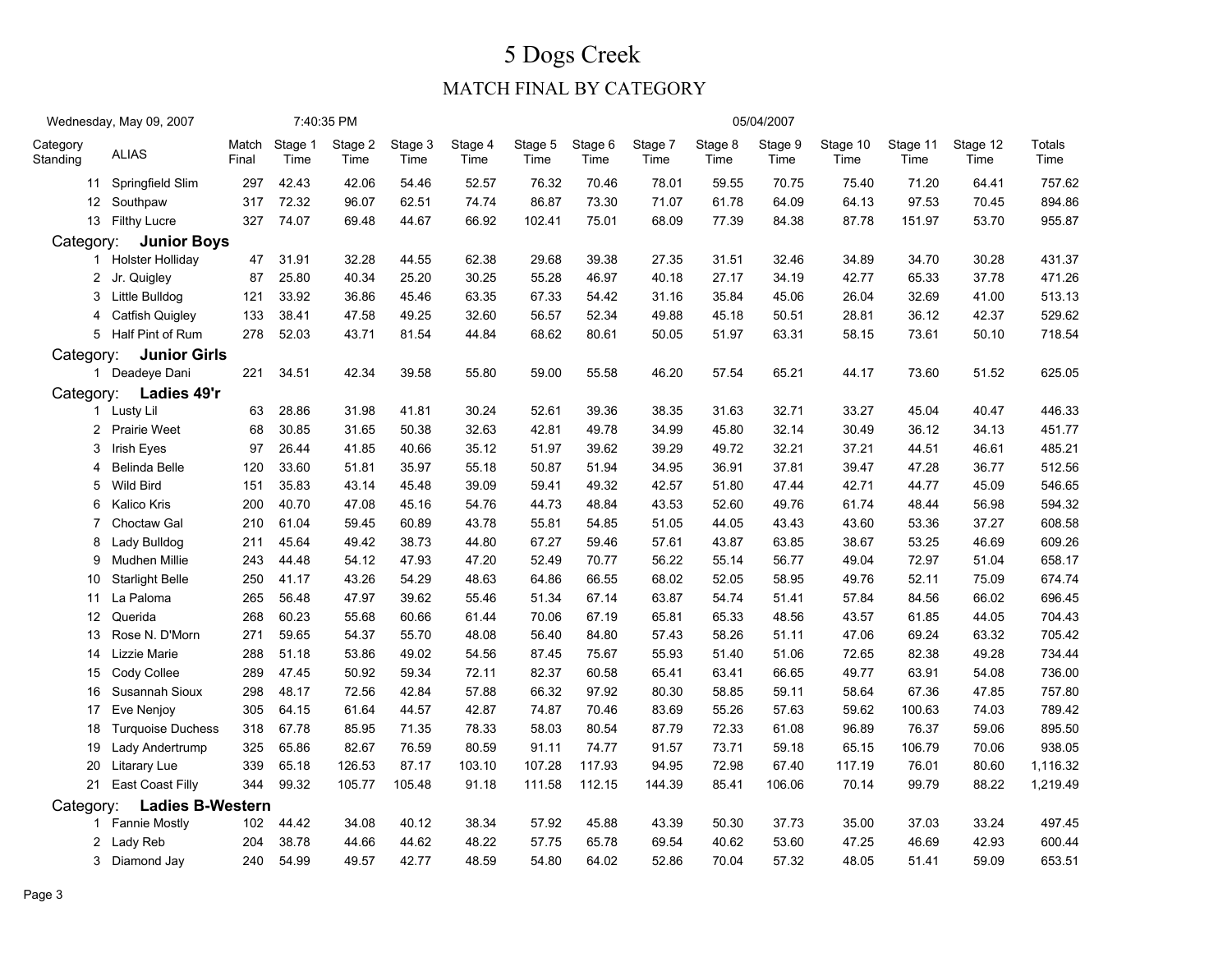# 5 Dogs Creek

## MATCH FINAL BY CATEGORY

Wednesday, May 09, 2007 7:40:35 PM 05/04/2007

| Category Standing | ALIAS | Match Final | Stage 1 Time | Stage 2 Time | Stage 3 Time | Stage 4 Time | Stage 5 Time | Stage 6 Time | Stage 7 Time | Stage 8 Time | Stage 9 Time | Stage 10 Time | Stage 11 Time | Stage 12 Time | Totals Time |
|---|---|---|---|---|---|---|---|---|---|---|---|---|---|---|---|
| 11 | Springfield Slim | 297 | 42.43 | 42.06 | 54.46 | 52.57 | 76.32 | 70.46 | 78.01 | 59.55 | 70.75 | 75.40 | 71.20 | 64.41 | 757.62 |
| 12 | Southpaw | 317 | 72.32 | 96.07 | 62.51 | 74.74 | 86.87 | 73.30 | 71.07 | 61.78 | 64.09 | 64.13 | 97.53 | 70.45 | 894.86 |
| 13 | Filthy Lucre | 327 | 74.07 | 69.48 | 44.67 | 66.92 | 102.41 | 75.01 | 68.09 | 77.39 | 84.38 | 87.78 | 151.97 | 53.70 | 955.87 |
| Category: | **Junior Boys** | | | | | | | | | | | | | | |
| 1 | Holster Holliday | 47 | 31.91 | 32.28 | 44.55 | 62.38 | 29.68 | 39.38 | 27.35 | 31.51 | 32.46 | 34.89 | 34.70 | 30.28 | 431.37 |
| 2 | Jr. Quigley | 87 | 25.80 | 40.34 | 25.20 | 30.25 | 55.28 | 46.97 | 40.18 | 27.17 | 34.19 | 42.77 | 65.33 | 37.78 | 471.26 |
| 3 | Little Bulldog | 121 | 33.92 | 36.86 | 45.46 | 63.35 | 67.33 | 54.42 | 31.16 | 35.84 | 45.06 | 26.04 | 32.69 | 41.00 | 513.13 |
| 4 | Catfish Quigley | 133 | 38.41 | 47.58 | 49.25 | 32.60 | 56.57 | 52.34 | 49.88 | 45.18 | 50.51 | 28.81 | 36.12 | 42.37 | 529.62 |
| 5 | Half Pint of Rum | 278 | 52.03 | 43.71 | 81.54 | 44.84 | 68.62 | 80.61 | 50.05 | 51.97 | 63.31 | 58.15 | 73.61 | 50.10 | 718.54 |
| Category: | **Junior Girls** | | | | | | | | | | | | | | |
| 1 | Deadeye Dani | 221 | 34.51 | 42.34 | 39.58 | 55.80 | 59.00 | 55.58 | 46.20 | 57.54 | 65.21 | 44.17 | 73.60 | 51.52 | 625.05 |
| Category: | **Ladies 49'r** | | | | | | | | | | | | | | |
| 1 | Lusty Lil | 63 | 28.86 | 31.98 | 41.81 | 30.24 | 52.61 | 39.36 | 38.35 | 31.63 | 32.71 | 33.27 | 45.04 | 40.47 | 446.33 |
| 2 | Prairie Weet | 68 | 30.85 | 31.65 | 50.38 | 32.63 | 42.81 | 49.78 | 34.99 | 45.80 | 32.14 | 30.49 | 36.12 | 34.13 | 451.77 |
| 3 | Irish Eyes | 97 | 26.44 | 41.85 | 40.66 | 35.12 | 51.97 | 39.62 | 39.29 | 49.72 | 32.21 | 37.21 | 44.51 | 46.61 | 485.21 |
| 4 | Belinda Belle | 120 | 33.60 | 51.81 | 35.97 | 55.18 | 50.87 | 51.94 | 34.95 | 36.91 | 37.81 | 39.47 | 47.28 | 36.77 | 512.56 |
| 5 | Wild Bird | 151 | 35.83 | 43.14 | 45.48 | 39.09 | 59.41 | 49.32 | 42.57 | 51.80 | 47.44 | 42.71 | 44.77 | 45.09 | 546.65 |
| 6 | Kalico Kris | 200 | 40.70 | 47.08 | 45.16 | 54.76 | 44.73 | 48.84 | 43.53 | 52.60 | 49.76 | 61.74 | 48.44 | 56.98 | 594.32 |
| 7 | Choctaw Gal | 210 | 61.04 | 59.45 | 60.89 | 43.78 | 55.81 | 54.85 | 51.05 | 44.05 | 43.43 | 43.60 | 53.36 | 37.27 | 608.58 |
| 8 | Lady Bulldog | 211 | 45.64 | 49.42 | 38.73 | 44.80 | 67.27 | 59.46 | 57.61 | 43.87 | 63.85 | 38.67 | 53.25 | 46.69 | 609.26 |
| 9 | Mudhen Millie | 243 | 44.48 | 54.12 | 47.93 | 47.20 | 52.49 | 70.77 | 56.22 | 55.14 | 56.77 | 49.04 | 72.97 | 51.04 | 658.17 |
| 10 | Starlight Belle | 250 | 41.17 | 43.26 | 54.29 | 48.63 | 64.86 | 66.55 | 68.02 | 52.05 | 58.95 | 49.76 | 52.11 | 75.09 | 674.74 |
| 11 | La Paloma | 265 | 56.48 | 47.97 | 39.62 | 55.46 | 51.34 | 67.14 | 63.87 | 54.74 | 51.41 | 57.84 | 84.56 | 66.02 | 696.45 |
| 12 | Querida | 268 | 60.23 | 55.68 | 60.66 | 61.44 | 70.06 | 67.19 | 65.81 | 65.33 | 48.56 | 43.57 | 61.85 | 44.05 | 704.43 |
| 13 | Rose N. D'Morn | 271 | 59.65 | 54.37 | 55.70 | 48.08 | 56.40 | 84.80 | 57.43 | 58.26 | 51.11 | 47.06 | 69.24 | 63.32 | 705.42 |
| 14 | Lizzie Marie | 288 | 51.18 | 53.86 | 49.02 | 54.56 | 87.45 | 75.67 | 55.93 | 51.40 | 51.06 | 72.65 | 82.38 | 49.28 | 734.44 |
| 15 | Cody Collee | 289 | 47.45 | 50.92 | 59.34 | 72.11 | 82.37 | 60.58 | 65.41 | 63.41 | 66.65 | 49.77 | 63.91 | 54.08 | 736.00 |
| 16 | Susannah Sioux | 298 | 48.17 | 72.56 | 42.84 | 57.88 | 66.32 | 97.92 | 80.30 | 58.85 | 59.11 | 58.64 | 67.36 | 47.85 | 757.80 |
| 17 | Eve Nenjoy | 305 | 64.15 | 61.64 | 44.57 | 42.87 | 74.87 | 70.46 | 83.69 | 55.26 | 57.63 | 59.62 | 100.63 | 74.03 | 789.42 |
| 18 | Turquoise Duchess | 318 | 67.78 | 85.95 | 71.35 | 78.33 | 58.03 | 80.54 | 87.79 | 72.33 | 61.08 | 96.89 | 76.37 | 59.06 | 895.50 |
| 19 | Lady Andertrump | 325 | 65.86 | 82.67 | 76.59 | 80.59 | 91.11 | 74.77 | 91.57 | 73.71 | 59.18 | 65.15 | 106.79 | 70.06 | 938.05 |
| 20 | Litarary Lue | 339 | 65.18 | 126.53 | 87.17 | 103.10 | 107.28 | 117.93 | 94.95 | 72.98 | 67.40 | 117.19 | 76.01 | 80.60 | 1,116.32 |
| 21 | East Coast Filly | 344 | 99.32 | 105.77 | 105.48 | 91.18 | 111.58 | 112.15 | 144.39 | 85.41 | 106.06 | 70.14 | 99.79 | 88.22 | 1,219.49 |
| Category: | **Ladies B-Western** | | | | | | | | | | | | | | |
| 1 | Fannie Mostly | 102 | 44.42 | 34.08 | 40.12 | 38.34 | 57.92 | 45.88 | 43.39 | 50.30 | 37.73 | 35.00 | 37.03 | 33.24 | 497.45 |
| 2 | Lady Reb | 204 | 38.78 | 44.66 | 44.62 | 48.22 | 57.75 | 65.78 | 69.54 | 40.62 | 53.60 | 47.25 | 46.69 | 42.93 | 600.44 |
| 3 | Diamond Jay | 240 | 54.99 | 49.57 | 42.77 | 48.59 | 54.80 | 64.02 | 52.86 | 70.04 | 57.32 | 48.05 | 51.41 | 59.09 | 653.51 |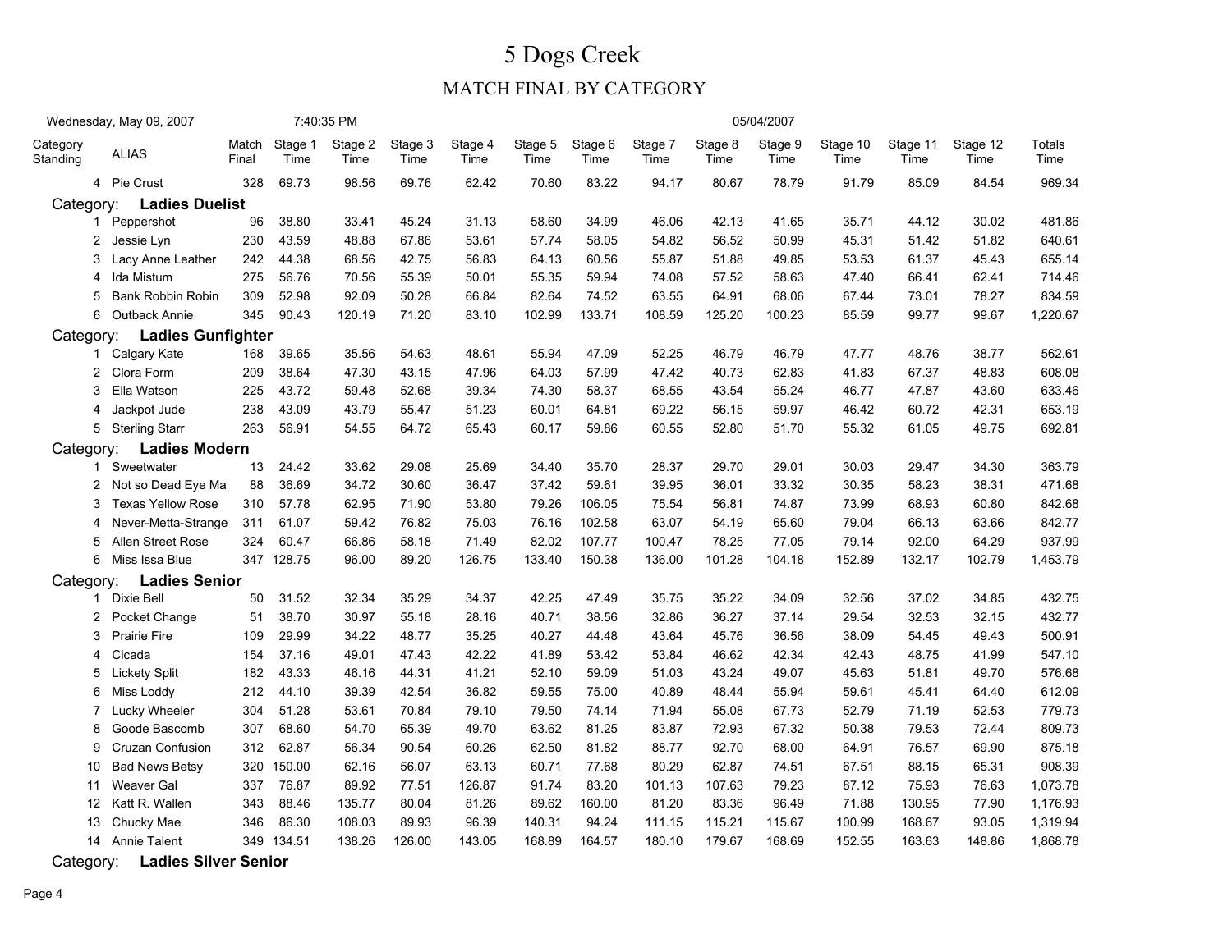# 5 Dogs Creek

## MATCH FINAL BY CATEGORY

Wednesday, May 09, 2007 7:40:35 PM 05/04/2007

| Category Standing | ALIAS | Match Final | Stage 1 Time | Stage 2 Time | Stage 3 Time | Stage 4 Time | Stage 5 Time | Stage 6 Time | Stage 7 Time | Stage 8 Time | Stage 9 Time | Stage 10 Time | Stage 11 Time | Stage 12 Time | Totals Time |
|---|---|---|---|---|---|---|---|---|---|---|---|---|---|---|---|
| 4 | Pie Crust | 328 | 69.73 | 98.56 | 69.76 | 62.42 | 70.60 | 83.22 | 94.17 | 80.67 | 78.79 | 91.79 | 85.09 | 84.54 | 969.34 |
| **Category:** | **Ladies Duelist** | | | | | | | | | | | | | | |
| 1 | Peppershot | 96 | 38.80 | 33.41 | 45.24 | 31.13 | 58.60 | 34.99 | 46.06 | 42.13 | 41.65 | 35.71 | 44.12 | 30.02 | 481.86 |
| 2 | Jessie Lyn | 230 | 43.59 | 48.88 | 67.86 | 53.61 | 57.74 | 58.05 | 54.82 | 56.52 | 50.99 | 45.31 | 51.42 | 51.82 | 640.61 |
| 3 | Lacy Anne Leather | 242 | 44.38 | 68.56 | 42.75 | 56.83 | 64.13 | 60.56 | 55.87 | 51.88 | 49.85 | 53.53 | 61.37 | 45.43 | 655.14 |
| 4 | Ida Mistum | 275 | 56.76 | 70.56 | 55.39 | 50.01 | 55.35 | 59.94 | 74.08 | 57.52 | 58.63 | 47.40 | 66.41 | 62.41 | 714.46 |
| 5 | Bank Robbin Robin | 309 | 52.98 | 92.09 | 50.28 | 66.84 | 82.64 | 74.52 | 63.55 | 64.91 | 68.06 | 67.44 | 73.01 | 78.27 | 834.59 |
| 6 | Outback Annie | 345 | 90.43 | 120.19 | 71.20 | 83.10 | 102.99 | 133.71 | 108.59 | 125.20 | 100.23 | 85.59 | 99.77 | 99.67 | 1,220.67 |
| **Category:** | **Ladies Gunfighter** | | | | | | | | | | | | | | |
| 1 | Calgary Kate | 168 | 39.65 | 35.56 | 54.63 | 48.61 | 55.94 | 47.09 | 52.25 | 46.79 | 46.79 | 47.77 | 48.76 | 38.77 | 562.61 |
| 2 | Clora Form | 209 | 38.64 | 47.30 | 43.15 | 47.96 | 64.03 | 57.99 | 47.42 | 40.73 | 62.83 | 41.83 | 67.37 | 48.83 | 608.08 |
| 3 | Ella Watson | 225 | 43.72 | 59.48 | 52.68 | 39.34 | 74.30 | 58.37 | 68.55 | 43.54 | 55.24 | 46.77 | 47.87 | 43.60 | 633.46 |
| 4 | Jackpot Jude | 238 | 43.09 | 43.79 | 55.47 | 51.23 | 60.01 | 64.81 | 69.22 | 56.15 | 59.97 | 46.42 | 60.72 | 42.31 | 653.19 |
| 5 | Sterling Starr | 263 | 56.91 | 54.55 | 64.72 | 65.43 | 60.17 | 59.86 | 60.55 | 52.80 | 51.70 | 55.32 | 61.05 | 49.75 | 692.81 |
| **Category:** | **Ladies Modern** | | | | | | | | | | | | | | |
| 1 | Sweetwater | 13 | 24.42 | 33.62 | 29.08 | 25.69 | 34.40 | 35.70 | 28.37 | 29.70 | 29.01 | 30.03 | 29.47 | 34.30 | 363.79 |
| 2 | Not so Dead Eye Ma | 88 | 36.69 | 34.72 | 30.60 | 36.47 | 37.42 | 59.61 | 39.95 | 36.01 | 33.32 | 30.35 | 58.23 | 38.31 | 471.68 |
| 3 | Texas Yellow Rose | 310 | 57.78 | 62.95 | 71.90 | 53.80 | 79.26 | 106.05 | 75.54 | 56.81 | 74.87 | 73.99 | 68.93 | 60.80 | 842.68 |
| 4 | Never-Metta-Strange | 311 | 61.07 | 59.42 | 76.82 | 75.03 | 76.16 | 102.58 | 63.07 | 54.19 | 65.60 | 79.04 | 66.13 | 63.66 | 842.77 |
| 5 | Allen Street Rose | 324 | 60.47 | 66.86 | 58.18 | 71.49 | 82.02 | 107.77 | 100.47 | 78.25 | 77.05 | 79.14 | 92.00 | 64.29 | 937.99 |
| 6 | Miss Issa Blue | 347 | 128.75 | 96.00 | 89.20 | 126.75 | 133.40 | 150.38 | 136.00 | 101.28 | 104.18 | 152.89 | 132.17 | 102.79 | 1,453.79 |
| **Category:** | **Ladies Senior** | | | | | | | | | | | | | | |
| 1 | Dixie Bell | 50 | 31.52 | 32.34 | 35.29 | 34.37 | 42.25 | 47.49 | 35.75 | 35.22 | 34.09 | 32.56 | 37.02 | 34.85 | 432.75 |
| 2 | Pocket Change | 51 | 38.70 | 30.97 | 55.18 | 28.16 | 40.71 | 38.56 | 32.86 | 36.27 | 37.14 | 29.54 | 32.53 | 32.15 | 432.77 |
| 3 | Prairie Fire | 109 | 29.99 | 34.22 | 48.77 | 35.25 | 40.27 | 44.48 | 43.64 | 45.76 | 36.56 | 38.09 | 54.45 | 49.43 | 500.91 |
| 4 | Cicada | 154 | 37.16 | 49.01 | 47.43 | 42.22 | 41.89 | 53.42 | 53.84 | 46.62 | 42.34 | 42.43 | 48.75 | 41.99 | 547.10 |
| 5 | Lickety Split | 182 | 43.33 | 46.16 | 44.31 | 41.21 | 52.10 | 59.09 | 51.03 | 43.24 | 49.07 | 45.63 | 51.81 | 49.70 | 576.68 |
| 6 | Miss Loddy | 212 | 44.10 | 39.39 | 42.54 | 36.82 | 59.55 | 75.00 | 40.89 | 48.44 | 55.94 | 59.61 | 45.41 | 64.40 | 612.09 |
| 7 | Lucky Wheeler | 304 | 51.28 | 53.61 | 70.84 | 79.10 | 79.50 | 74.14 | 71.94 | 55.08 | 67.73 | 52.79 | 71.19 | 52.53 | 779.73 |
| 8 | Goode Bascomb | 307 | 68.60 | 54.70 | 65.39 | 49.70 | 63.62 | 81.25 | 83.87 | 72.93 | 67.32 | 50.38 | 79.53 | 72.44 | 809.73 |
| 9 | Cruzan Confusion | 312 | 62.87 | 56.34 | 90.54 | 60.26 | 62.50 | 81.82 | 88.77 | 92.70 | 68.00 | 64.91 | 76.57 | 69.90 | 875.18 |
| 10 | Bad News Betsy | 320 | 150.00 | 62.16 | 56.07 | 63.13 | 60.71 | 77.68 | 80.29 | 62.87 | 74.51 | 67.51 | 88.15 | 65.31 | 908.39 |
| 11 | Weaver Gal | 337 | 76.87 | 89.92 | 77.51 | 126.87 | 91.74 | 83.20 | 101.13 | 107.63 | 79.23 | 87.12 | 75.93 | 76.63 | 1,073.78 |
| 12 | Katt R. Wallen | 343 | 88.46 | 135.77 | 80.04 | 81.26 | 89.62 | 160.00 | 81.20 | 83.36 | 96.49 | 71.88 | 130.95 | 77.90 | 1,176.93 |
| 13 | Chucky Mae | 346 | 86.30 | 108.03 | 89.93 | 96.39 | 140.31 | 94.24 | 111.15 | 115.21 | 115.67 | 100.99 | 168.67 | 93.05 | 1,319.94 |
| 14 | Annie Talent | 349 | 134.51 | 138.26 | 126.00 | 143.05 | 168.89 | 164.57 | 180.10 | 179.67 | 168.69 | 152.55 | 163.63 | 148.86 | 1,868.78 |
| **Category:** | **Ladies Silver Senior** | | | | | | | | | | | | | | |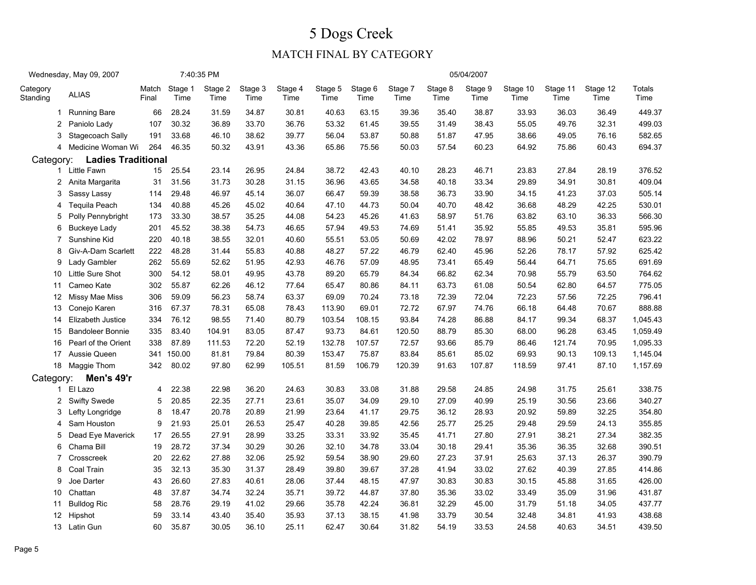# 5 Dogs Creek

## MATCH FINAL BY CATEGORY

Wednesday, May 09, 2007 7:40:35 PM 05/04/2007

| Category Standing | ALIAS | Match Final | Stage 1 Time | Stage 2 Time | Stage 3 Time | Stage 4 Time | Stage 5 Time | Stage 6 Time | Stage 7 Time | Stage 8 Time | Stage 9 Time | Stage 10 Time | Stage 11 Time | Stage 12 Time | Totals Time |
|---|---|---|---|---|---|---|---|---|---|---|---|---|---|---|---|
| 1 | Running Bare | 66 | 28.24 | 31.59 | 34.87 | 30.81 | 40.63 | 63.15 | 39.36 | 35.40 | 38.87 | 33.93 | 36.03 | 36.49 | 449.37 |
| 2 | Paniolo Lady | 107 | 30.32 | 36.89 | 33.70 | 36.76 | 53.32 | 61.45 | 39.55 | 31.49 | 38.43 | 55.05 | 49.76 | 32.31 | 499.03 |
| 3 | Stagecoach Sally | 191 | 33.68 | 46.10 | 38.62 | 39.77 | 56.04 | 53.87 | 50.88 | 51.87 | 47.95 | 38.66 | 49.05 | 76.16 | 582.65 |
| 4 | Medicine Woman Wi | 264 | 46.35 | 50.32 | 43.91 | 43.36 | 65.86 | 75.56 | 50.03 | 57.54 | 60.23 | 64.92 | 75.86 | 60.43 | 694.37 |
| **Category:** | **Ladies Traditional** | | | | | | | | | | | | | | |
| 1 | Little Fawn | 15 | 25.54 | 23.14 | 26.95 | 24.84 | 38.72 | 42.43 | 40.10 | 28.23 | 46.71 | 23.83 | 27.84 | 28.19 | 376.52 |
| 2 | Anita Margarita | 31 | 31.56 | 31.73 | 30.28 | 31.15 | 36.96 | 43.65 | 34.58 | 40.18 | 33.34 | 29.89 | 34.91 | 30.81 | 409.04 |
| 3 | Sassy Lassy | 114 | 29.48 | 46.97 | 45.14 | 36.07 | 66.47 | 59.39 | 38.58 | 36.73 | 33.90 | 34.15 | 41.23 | 37.03 | 505.14 |
| 4 | Tequila Peach | 134 | 40.88 | 45.26 | 45.02 | 40.64 | 47.10 | 44.73 | 50.04 | 40.70 | 48.42 | 36.68 | 48.29 | 42.25 | 530.01 |
| 5 | Polly Pennybright | 173 | 33.30 | 38.57 | 35.25 | 44.08 | 54.23 | 45.26 | 41.63 | 58.97 | 51.76 | 63.82 | 63.10 | 36.33 | 566.30 |
| 6 | Buckeye Lady | 201 | 45.52 | 38.38 | 54.73 | 46.65 | 57.94 | 49.53 | 74.69 | 51.41 | 35.92 | 55.85 | 49.53 | 35.81 | 595.96 |
| 7 | Sunshine Kid | 220 | 40.18 | 38.55 | 32.01 | 40.60 | 55.51 | 53.05 | 50.69 | 42.02 | 78.97 | 88.96 | 50.21 | 52.47 | 623.22 |
| 8 | Giv-A-Dam Scarlett | 222 | 48.28 | 31.44 | 55.83 | 40.88 | 48.27 | 57.22 | 46.79 | 62.40 | 45.96 | 52.26 | 78.17 | 57.92 | 625.42 |
| 9 | Lady Gambler | 262 | 55.69 | 52.62 | 51.95 | 42.93 | 46.76 | 57.09 | 48.95 | 73.41 | 65.49 | 56.44 | 64.71 | 75.65 | 691.69 |
| 10 | Little Sure Shot | 300 | 54.12 | 58.01 | 49.95 | 43.78 | 89.20 | 65.79 | 84.34 | 66.82 | 62.34 | 70.98 | 55.79 | 63.50 | 764.62 |
| 11 | Cameo Kate | 302 | 55.87 | 62.26 | 46.12 | 77.64 | 65.47 | 80.86 | 84.11 | 63.73 | 61.08 | 50.54 | 62.80 | 64.57 | 775.05 |
| 12 | Missy Mae Miss | 306 | 59.09 | 56.23 | 58.74 | 63.37 | 69.09 | 70.24 | 73.18 | 72.39 | 72.04 | 72.23 | 57.56 | 72.25 | 796.41 |
| 13 | Conejo Karen | 316 | 67.37 | 78.31 | 65.08 | 78.43 | 113.90 | 69.01 | 72.72 | 67.97 | 74.76 | 66.18 | 64.48 | 70.67 | 888.88 |
| 14 | Elizabeth Justice | 334 | 76.12 | 98.55 | 71.40 | 80.79 | 103.54 | 108.15 | 93.84 | 74.28 | 86.88 | 84.17 | 99.34 | 68.37 | 1,045.43 |
| 15 | Bandoleer Bonnie | 335 | 83.40 | 104.91 | 83.05 | 87.47 | 93.73 | 84.61 | 120.50 | 88.79 | 85.30 | 68.00 | 96.28 | 63.45 | 1,059.49 |
| 16 | Pearl of the Orient | 338 | 87.89 | 111.53 | 72.20 | 52.19 | 132.78 | 107.57 | 72.57 | 93.66 | 85.79 | 86.46 | 121.74 | 70.95 | 1,095.33 |
| 17 | Aussie Queen | 341 | 150.00 | 81.81 | 79.84 | 80.39 | 153.47 | 75.87 | 83.84 | 85.61 | 85.02 | 69.93 | 90.13 | 109.13 | 1,145.04 |
| 18 | Maggie Thom | 342 | 80.02 | 97.80 | 62.99 | 105.51 | 81.59 | 106.79 | 120.39 | 91.63 | 107.87 | 118.59 | 97.41 | 87.10 | 1,157.69 |
| **Category:** | **Men's 49'r** | | | | | | | | | | | | | | |
| 1 | El Lazo | 4 | 22.38 | 22.98 | 36.20 | 24.63 | 30.83 | 33.08 | 31.88 | 29.58 | 24.85 | 24.98 | 31.75 | 25.61 | 338.75 |
| 2 | Swifty Swede | 5 | 20.85 | 22.35 | 27.71 | 23.61 | 35.07 | 34.09 | 29.10 | 27.09 | 40.99 | 25.19 | 30.56 | 23.66 | 340.27 |
| 3 | Lefty Longridge | 8 | 18.47 | 20.78 | 20.89 | 21.99 | 23.64 | 41.17 | 29.75 | 36.12 | 28.93 | 20.92 | 59.89 | 32.25 | 354.80 |
| 4 | Sam Houston | 9 | 21.93 | 25.01 | 26.53 | 25.47 | 40.28 | 39.85 | 42.56 | 25.77 | 25.25 | 29.48 | 29.59 | 24.13 | 355.85 |
| 5 | Dead Eye Maverick | 17 | 26.55 | 27.91 | 28.99 | 33.25 | 33.31 | 33.92 | 35.45 | 41.71 | 27.80 | 27.91 | 38.21 | 27.34 | 382.35 |
| 6 | Chama Bill | 19 | 28.72 | 37.34 | 30.29 | 30.26 | 32.10 | 34.78 | 33.04 | 30.18 | 29.41 | 35.36 | 36.35 | 32.68 | 390.51 |
| 7 | Crosscreek | 20 | 22.62 | 27.88 | 32.06 | 25.92 | 59.54 | 38.90 | 29.60 | 27.23 | 37.91 | 25.63 | 37.13 | 26.37 | 390.79 |
| 8 | Coal Train | 35 | 32.13 | 35.30 | 31.37 | 28.49 | 39.80 | 39.67 | 37.28 | 41.94 | 33.02 | 27.62 | 40.39 | 27.85 | 414.86 |
| 9 | Joe Darter | 43 | 26.60 | 27.83 | 40.61 | 28.06 | 37.44 | 48.15 | 47.97 | 30.83 | 30.83 | 30.15 | 45.88 | 31.65 | 426.00 |
| 10 | Chattan | 48 | 37.87 | 34.74 | 32.24 | 35.71 | 39.72 | 44.87 | 37.80 | 35.36 | 33.02 | 33.49 | 35.09 | 31.96 | 431.87 |
| 11 | Bulldog Ric | 58 | 28.76 | 29.19 | 41.02 | 29.66 | 35.78 | 42.24 | 36.81 | 32.29 | 45.00 | 31.79 | 51.18 | 34.05 | 437.77 |
| 12 | Hipshot | 59 | 33.14 | 43.40 | 35.40 | 35.93 | 37.13 | 38.15 | 41.98 | 33.79 | 30.54 | 32.48 | 34.81 | 41.93 | 438.68 |
| 13 | Latin Gun | 60 | 35.87 | 30.05 | 36.10 | 25.11 | 62.47 | 30.64 | 31.82 | 54.19 | 33.53 | 24.58 | 40.63 | 34.51 | 439.50 |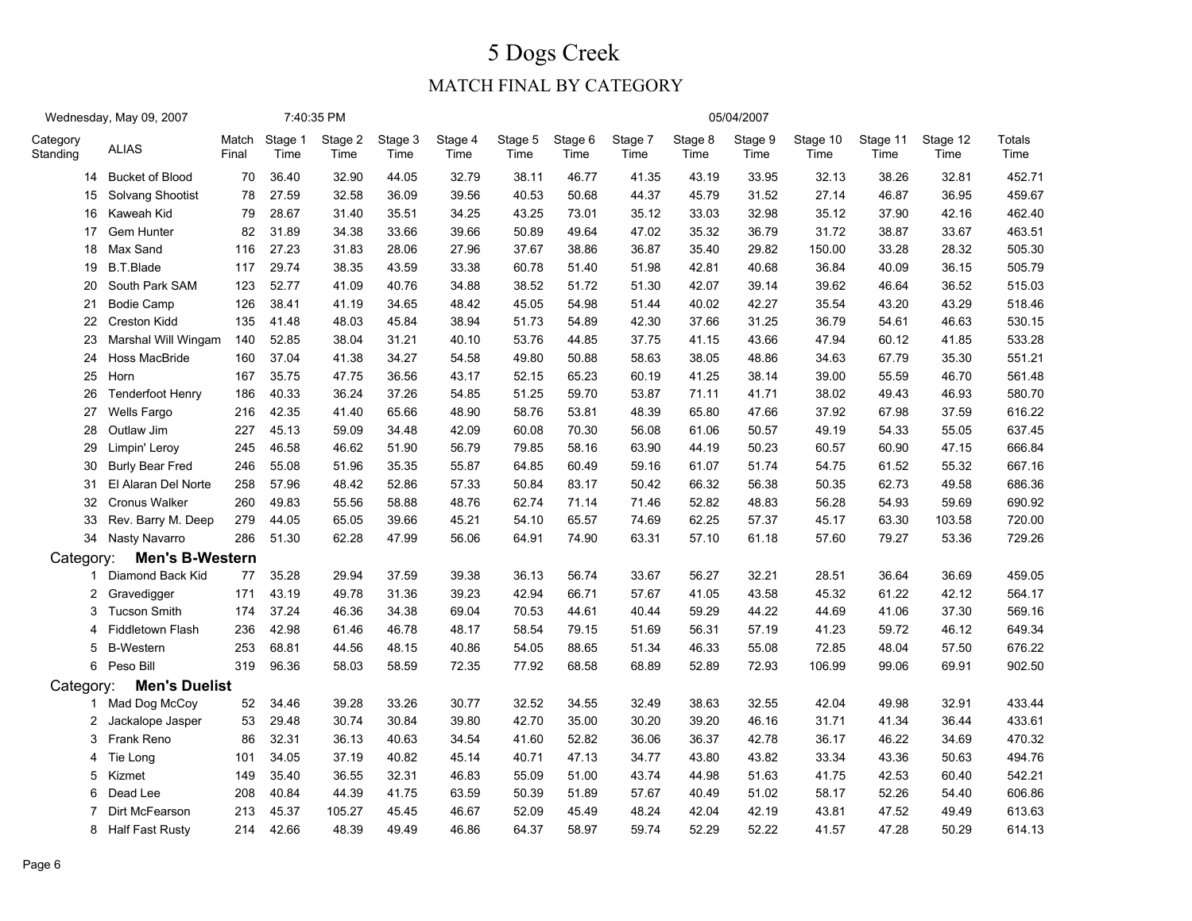# 5 Dogs Creek

## MATCH FINAL BY CATEGORY

Wednesday, May 09, 2007 7:40:35 PM 05/04/2007

| Category Standing | ALIAS | Match Final | Stage 1 Time | Stage 2 Time | Stage 3 Time | Stage 4 Time | Stage 5 Time | Stage 6 Time | Stage 7 Time | Stage 8 Time | Stage 9 Time | Stage 10 Time | Stage 11 Time | Stage 12 Time | Totals Time |
|---|---|---|---|---|---|---|---|---|---|---|---|---|---|---|---|
| 14 | Bucket of Blood | 70 | 36.40 | 32.90 | 44.05 | 32.79 | 38.11 | 46.77 | 41.35 | 43.19 | 33.95 | 32.13 | 38.26 | 32.81 | 452.71 |
| 15 | Solvang Shootist | 78 | 27.59 | 32.58 | 36.09 | 39.56 | 40.53 | 50.68 | 44.37 | 45.79 | 31.52 | 27.14 | 46.87 | 36.95 | 459.67 |
| 16 | Kaweah Kid | 79 | 28.67 | 31.40 | 35.51 | 34.25 | 43.25 | 73.01 | 35.12 | 33.03 | 32.98 | 35.12 | 37.90 | 42.16 | 462.40 |
| 17 | Gem Hunter | 82 | 31.89 | 34.38 | 33.66 | 39.66 | 50.89 | 49.64 | 47.02 | 35.32 | 36.79 | 31.72 | 38.87 | 33.67 | 463.51 |
| 18 | Max Sand | 116 | 27.23 | 31.83 | 28.06 | 27.96 | 37.67 | 38.86 | 36.87 | 35.40 | 29.82 | 150.00 | 33.28 | 28.32 | 505.30 |
| 19 | B.T.Blade | 117 | 29.74 | 38.35 | 43.59 | 33.38 | 60.78 | 51.40 | 51.98 | 42.81 | 40.68 | 36.84 | 40.09 | 36.15 | 505.79 |
| 20 | South Park SAM | 123 | 52.77 | 41.09 | 40.76 | 34.88 | 38.52 | 51.72 | 51.30 | 42.07 | 39.14 | 39.62 | 46.64 | 36.52 | 515.03 |
| 21 | Bodie Camp | 126 | 38.41 | 41.19 | 34.65 | 48.42 | 45.05 | 54.98 | 51.44 | 40.02 | 42.27 | 35.54 | 43.20 | 43.29 | 518.46 |
| 22 | Creston Kidd | 135 | 41.48 | 48.03 | 45.84 | 38.94 | 51.73 | 54.89 | 42.30 | 37.66 | 31.25 | 36.79 | 54.61 | 46.63 | 530.15 |
| 23 | Marshal Will Wingam | 140 | 52.85 | 38.04 | 31.21 | 40.10 | 53.76 | 44.85 | 37.75 | 41.15 | 43.66 | 47.94 | 60.12 | 41.85 | 533.28 |
| 24 | Hoss MacBride | 160 | 37.04 | 41.38 | 34.27 | 54.58 | 49.80 | 50.88 | 58.63 | 38.05 | 48.86 | 34.63 | 67.79 | 35.30 | 551.21 |
| 25 | Horn | 167 | 35.75 | 47.75 | 36.56 | 43.17 | 52.15 | 65.23 | 60.19 | 41.25 | 38.14 | 39.00 | 55.59 | 46.70 | 561.48 |
| 26 | Tenderfoot Henry | 186 | 40.33 | 36.24 | 37.26 | 54.85 | 51.25 | 59.70 | 53.87 | 71.11 | 41.71 | 38.02 | 49.43 | 46.93 | 580.70 |
| 27 | Wells Fargo | 216 | 42.35 | 41.40 | 65.66 | 48.90 | 58.76 | 53.81 | 48.39 | 65.80 | 47.66 | 37.92 | 67.98 | 37.59 | 616.22 |
| 28 | Outlaw Jim | 227 | 45.13 | 59.09 | 34.48 | 42.09 | 60.08 | 70.30 | 56.08 | 61.06 | 50.57 | 49.19 | 54.33 | 55.05 | 637.45 |
| 29 | Limpin' Leroy | 245 | 46.58 | 46.62 | 51.90 | 56.79 | 79.85 | 58.16 | 63.90 | 44.19 | 50.23 | 60.57 | 60.90 | 47.15 | 666.84 |
| 30 | Burly Bear Fred | 246 | 55.08 | 51.96 | 35.35 | 55.87 | 64.85 | 60.49 | 59.16 | 61.07 | 51.74 | 54.75 | 61.52 | 55.32 | 667.16 |
| 31 | El Alaran Del Norte | 258 | 57.96 | 48.42 | 52.86 | 57.33 | 50.84 | 83.17 | 50.42 | 66.32 | 56.38 | 50.35 | 62.73 | 49.58 | 686.36 |
| 32 | Cronus Walker | 260 | 49.83 | 55.56 | 58.88 | 48.76 | 62.74 | 71.14 | 71.46 | 52.82 | 48.83 | 56.28 | 54.93 | 59.69 | 690.92 |
| 33 | Rev. Barry M. Deep | 279 | 44.05 | 65.05 | 39.66 | 45.21 | 54.10 | 65.57 | 74.69 | 62.25 | 57.37 | 45.17 | 63.30 | 103.58 | 720.00 |
| 34 | Nasty Navarro | 286 | 51.30 | 62.28 | 47.99 | 56.06 | 64.91 | 74.90 | 63.31 | 57.10 | 61.18 | 57.60 | 79.27 | 53.36 | 729.26 |
| Category: | **Men's B-Western** | | | | | | | | | | | | | | |
| 1 | Diamond Back Kid | 77 | 35.28 | 29.94 | 37.59 | 39.38 | 36.13 | 56.74 | 33.67 | 56.27 | 32.21 | 28.51 | 36.64 | 36.69 | 459.05 |
| 2 | Gravedigger | 171 | 43.19 | 49.78 | 31.36 | 39.23 | 42.94 | 66.71 | 57.67 | 41.05 | 43.58 | 45.32 | 61.22 | 42.12 | 564.17 |
| 3 | Tucson Smith | 174 | 37.24 | 46.36 | 34.38 | 69.04 | 70.53 | 44.61 | 40.44 | 59.29 | 44.22 | 44.69 | 41.06 | 37.30 | 569.16 |
| 4 | Fiddletown Flash | 236 | 42.98 | 61.46 | 46.78 | 48.17 | 58.54 | 79.15 | 51.69 | 56.31 | 57.19 | 41.23 | 59.72 | 46.12 | 649.34 |
| 5 | B-Western | 253 | 68.81 | 44.56 | 48.15 | 40.86 | 54.05 | 88.65 | 51.34 | 46.33 | 55.08 | 72.85 | 48.04 | 57.50 | 676.22 |
| 6 | Peso Bill | 319 | 96.36 | 58.03 | 58.59 | 72.35 | 77.92 | 68.58 | 68.89 | 52.89 | 72.93 | 106.99 | 99.06 | 69.91 | 902.50 |
| Category: | **Men's Duelist** | | | | | | | | | | | | | | |
| 1 | Mad Dog McCoy | 52 | 34.46 | 39.28 | 33.26 | 30.77 | 32.52 | 34.55 | 32.49 | 38.63 | 32.55 | 42.04 | 49.98 | 32.91 | 433.44 |
| 2 | Jackalope Jasper | 53 | 29.48 | 30.74 | 30.84 | 39.80 | 42.70 | 35.00 | 30.20 | 39.20 | 46.16 | 31.71 | 41.34 | 36.44 | 433.61 |
| 3 | Frank Reno | 86 | 32.31 | 36.13 | 40.63 | 34.54 | 41.60 | 52.82 | 36.06 | 36.37 | 42.78 | 36.17 | 46.22 | 34.69 | 470.32 |
| 4 | Tie Long | 101 | 34.05 | 37.19 | 40.82 | 45.14 | 40.71 | 47.13 | 34.77 | 43.80 | 43.82 | 33.34 | 43.36 | 50.63 | 494.76 |
| 5 | Kizmet | 149 | 35.40 | 36.55 | 32.31 | 46.83 | 55.09 | 51.00 | 43.74 | 44.98 | 51.63 | 41.75 | 42.53 | 60.40 | 542.21 |
| 6 | Dead Lee | 208 | 40.84 | 44.39 | 41.75 | 63.59 | 50.39 | 51.89 | 57.67 | 40.49 | 51.02 | 58.17 | 52.26 | 54.40 | 606.86 |
| 7 | Dirt McFearson | 213 | 45.37 | 105.27 | 45.45 | 46.67 | 52.09 | 45.49 | 48.24 | 42.04 | 42.19 | 43.81 | 47.52 | 49.49 | 613.63 |
| 8 | Half Fast Rusty | 214 | 42.66 | 48.39 | 49.49 | 46.86 | 64.37 | 58.97 | 59.74 | 52.29 | 52.22 | 41.57 | 47.28 | 50.29 | 614.13 |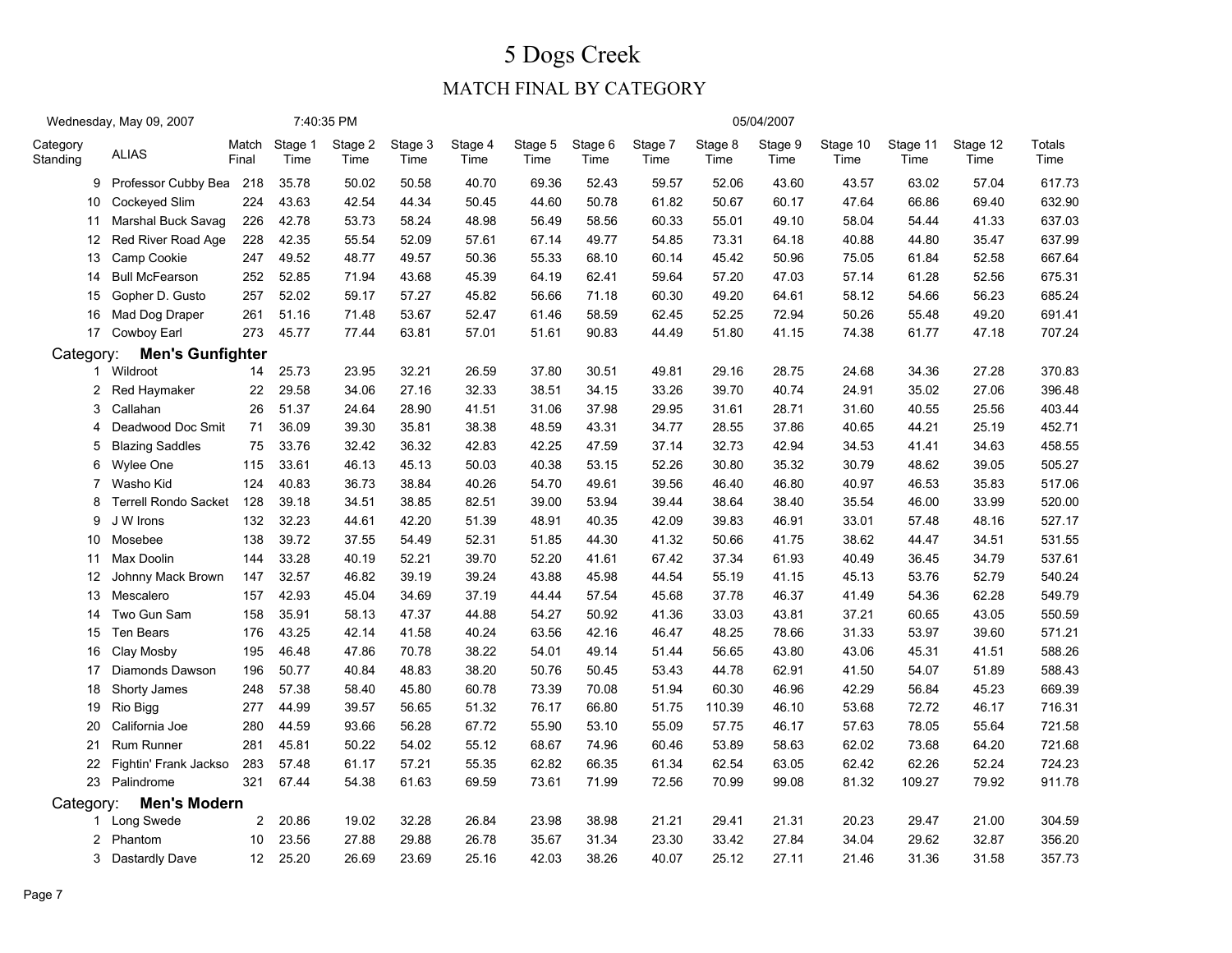# 5 Dogs Creek

## MATCH FINAL BY CATEGORY

Wednesday, May 09, 2007 7:40:35 PM 05/04/2007

| Category Standing | ALIAS | Match Final | Stage 1 Time | Stage 2 Time | Stage 3 Time | Stage 4 Time | Stage 5 Time | Stage 6 Time | Stage 7 Time | Stage 8 Time | Stage 9 Time | Stage 10 Time | Stage 11 Time | Stage 12 Time | Totals Time |
|---|---|---|---|---|---|---|---|---|---|---|---|---|---|---|---|
| 9 | Professor Cubby Bea | 218 | 35.78 | 50.02 | 50.58 | 40.70 | 69.36 | 52.43 | 59.57 | 52.06 | 43.60 | 43.57 | 63.02 | 57.04 | 617.73 |
| 10 | Cockeyed Slim | 224 | 43.63 | 42.54 | 44.34 | 50.45 | 44.60 | 50.78 | 61.82 | 50.67 | 60.17 | 47.64 | 66.86 | 69.40 | 632.90 |
| 11 | Marshal Buck Savag | 226 | 42.78 | 53.73 | 58.24 | 48.98 | 56.49 | 58.56 | 60.33 | 55.01 | 49.10 | 58.04 | 54.44 | 41.33 | 637.03 |
| 12 | Red River Road Age | 228 | 42.35 | 55.54 | 52.09 | 57.61 | 67.14 | 49.77 | 54.85 | 73.31 | 64.18 | 40.88 | 44.80 | 35.47 | 637.99 |
| 13 | Camp Cookie | 247 | 49.52 | 48.77 | 49.57 | 50.36 | 55.33 | 68.10 | 60.14 | 45.42 | 50.96 | 75.05 | 61.84 | 52.58 | 667.64 |
| 14 | Bull McFearson | 252 | 52.85 | 71.94 | 43.68 | 45.39 | 64.19 | 62.41 | 59.64 | 57.20 | 47.03 | 57.14 | 61.28 | 52.56 | 675.31 |
| 15 | Gopher D. Gusto | 257 | 52.02 | 59.17 | 57.27 | 45.82 | 56.66 | 71.18 | 60.30 | 49.20 | 64.61 | 58.12 | 54.66 | 56.23 | 685.24 |
| 16 | Mad Dog Draper | 261 | 51.16 | 71.48 | 53.67 | 52.47 | 61.46 | 58.59 | 62.45 | 52.25 | 72.94 | 50.26 | 55.48 | 49.20 | 691.41 |
| 17 | Cowboy Earl | 273 | 45.77 | 77.44 | 63.81 | 57.01 | 51.61 | 90.83 | 44.49 | 51.80 | 41.15 | 74.38 | 61.77 | 47.18 | 707.24 |
| Category: | **Men's Gunfighter** | | | | | | | | | | | | | | |
| 1 | Wildroot | 14 | 25.73 | 23.95 | 32.21 | 26.59 | 37.80 | 30.51 | 49.81 | 29.16 | 28.75 | 24.68 | 34.36 | 27.28 | 370.83 |
| 2 | Red Haymaker | 22 | 29.58 | 34.06 | 27.16 | 32.33 | 38.51 | 34.15 | 33.26 | 39.70 | 40.74 | 24.91 | 35.02 | 27.06 | 396.48 |
| 3 | Callahan | 26 | 51.37 | 24.64 | 28.90 | 41.51 | 31.06 | 37.98 | 29.95 | 31.61 | 28.71 | 31.60 | 40.55 | 25.56 | 403.44 |
| 4 | Deadwood Doc Smit | 71 | 36.09 | 39.30 | 35.81 | 38.38 | 48.59 | 43.31 | 34.77 | 28.55 | 37.86 | 40.65 | 44.21 | 25.19 | 452.71 |
| 5 | Blazing Saddles | 75 | 33.76 | 32.42 | 36.32 | 42.83 | 42.25 | 47.59 | 37.14 | 32.73 | 42.94 | 34.53 | 41.41 | 34.63 | 458.55 |
| 6 | Wylee One | 115 | 33.61 | 46.13 | 45.13 | 50.03 | 40.38 | 53.15 | 52.26 | 30.80 | 35.32 | 30.79 | 48.62 | 39.05 | 505.27 |
| 7 | Washo Kid | 124 | 40.83 | 36.73 | 38.84 | 40.26 | 54.70 | 49.61 | 39.56 | 46.40 | 46.80 | 40.97 | 46.53 | 35.83 | 517.06 |
| 8 | Terrell Rondo Sacket | 128 | 39.18 | 34.51 | 38.85 | 82.51 | 39.00 | 53.94 | 39.44 | 38.64 | 38.40 | 35.54 | 46.00 | 33.99 | 520.00 |
| 9 | J W Irons | 132 | 32.23 | 44.61 | 42.20 | 51.39 | 48.91 | 40.35 | 42.09 | 39.83 | 46.91 | 33.01 | 57.48 | 48.16 | 527.17 |
| 10 | Mosebee | 138 | 39.72 | 37.55 | 54.49 | 52.31 | 51.85 | 44.30 | 41.32 | 50.66 | 41.75 | 38.62 | 44.47 | 34.51 | 531.55 |
| 11 | Max Doolin | 144 | 33.28 | 40.19 | 52.21 | 39.70 | 52.20 | 41.61 | 67.42 | 37.34 | 61.93 | 40.49 | 36.45 | 34.79 | 537.61 |
| 12 | Johnny Mack Brown | 147 | 32.57 | 46.82 | 39.19 | 39.24 | 43.88 | 45.98 | 44.54 | 55.19 | 41.15 | 45.13 | 53.76 | 52.79 | 540.24 |
| 13 | Mescalero | 157 | 42.93 | 45.04 | 34.69 | 37.19 | 44.44 | 57.54 | 45.68 | 37.78 | 46.37 | 41.49 | 54.36 | 62.28 | 549.79 |
| 14 | Two Gun Sam | 158 | 35.91 | 58.13 | 47.37 | 44.88 | 54.27 | 50.92 | 41.36 | 33.03 | 43.81 | 37.21 | 60.65 | 43.05 | 550.59 |
| 15 | Ten Bears | 176 | 43.25 | 42.14 | 41.58 | 40.24 | 63.56 | 42.16 | 46.47 | 48.25 | 78.66 | 31.33 | 53.97 | 39.60 | 571.21 |
| 16 | Clay Mosby | 195 | 46.48 | 47.86 | 70.78 | 38.22 | 54.01 | 49.14 | 51.44 | 56.65 | 43.80 | 43.06 | 45.31 | 41.51 | 588.26 |
| 17 | Diamonds Dawson | 196 | 50.77 | 40.84 | 48.83 | 38.20 | 50.76 | 50.45 | 53.43 | 44.78 | 62.91 | 41.50 | 54.07 | 51.89 | 588.43 |
| 18 | Shorty James | 248 | 57.38 | 58.40 | 45.80 | 60.78 | 73.39 | 70.08 | 51.94 | 60.30 | 46.96 | 42.29 | 56.84 | 45.23 | 669.39 |
| 19 | Rio Bigg | 277 | 44.99 | 39.57 | 56.65 | 51.32 | 76.17 | 66.80 | 51.75 | 110.39 | 46.10 | 53.68 | 72.72 | 46.17 | 716.31 |
| 20 | California Joe | 280 | 44.59 | 93.66 | 56.28 | 67.72 | 55.90 | 53.10 | 55.09 | 57.75 | 46.17 | 57.63 | 78.05 | 55.64 | 721.58 |
| 21 | Rum Runner | 281 | 45.81 | 50.22 | 54.02 | 55.12 | 68.67 | 74.96 | 60.46 | 53.89 | 58.63 | 62.02 | 73.68 | 64.20 | 721.68 |
| 22 | Fightin' Frank Jackso | 283 | 57.48 | 61.17 | 57.21 | 55.35 | 62.82 | 66.35 | 61.34 | 62.54 | 63.05 | 62.42 | 62.26 | 52.24 | 724.23 |
| 23 | Palindrome | 321 | 67.44 | 54.38 | 61.63 | 69.59 | 73.61 | 71.99 | 72.56 | 70.99 | 99.08 | 81.32 | 109.27 | 79.92 | 911.78 |
| Category: | **Men's Modern** | | | | | | | | | | | | | | |
| 1 | Long Swede | 2 | 20.86 | 19.02 | 32.28 | 26.84 | 23.98 | 38.98 | 21.21 | 29.41 | 21.31 | 20.23 | 29.47 | 21.00 | 304.59 |
| 2 | Phantom | 10 | 23.56 | 27.88 | 29.88 | 26.78 | 35.67 | 31.34 | 23.30 | 33.42 | 27.84 | 34.04 | 29.62 | 32.87 | 356.20 |
| 3 | Dastardly Dave | 12 | 25.20 | 26.69 | 23.69 | 25.16 | 42.03 | 38.26 | 40.07 | 25.12 | 27.11 | 21.46 | 31.36 | 31.58 | 357.73 |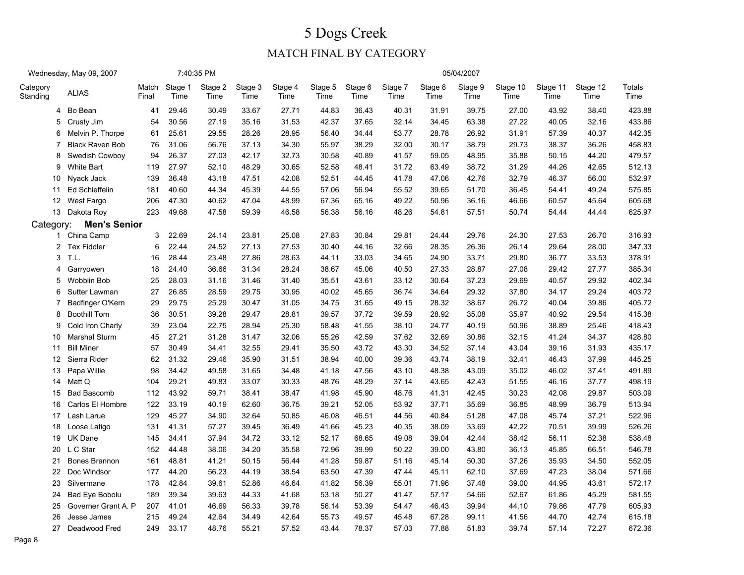# 5 Dogs Creek

## MATCH FINAL BY CATEGORY

Wednesday, May 09, 2007 7:40:35 PM 05/04/2007

| Category Standing | ALIAS | Match Final | Stage 1 Time | Stage 2 Time | Stage 3 Time | Stage 4 Time | Stage 5 Time | Stage 6 Time | Stage 7 Time | Stage 8 Time | Stage 9 Time | Stage 10 Time | Stage 11 Time | Stage 12 Time | Totals Time |
|---|---|---|---|---|---|---|---|---|---|---|---|---|---|---|---|
| 4 | Bo Bean | 41 | 29.46 | 30.49 | 33.67 | 27.71 | 44.83 | 36.43 | 40.31 | 31.91 | 39.75 | 27.00 | 43.92 | 38.40 | 423.88 |
| 5 | Crusty Jim | 54 | 30.56 | 27.19 | 35.16 | 31.53 | 42.37 | 37.65 | 32.14 | 34.45 | 63.38 | 27.22 | 40.05 | 32.16 | 433.86 |
| 6 | Melvin P. Thorpe | 61 | 25.61 | 29.55 | 28.26 | 28.95 | 56.40 | 34.44 | 53.77 | 28.78 | 26.92 | 31.91 | 57.39 | 40.37 | 442.35 |
| 7 | Black Raven Bob | 76 | 31.06 | 56.76 | 37.13 | 34.30 | 55.97 | 38.29 | 32.00 | 30.17 | 38.79 | 29.73 | 38.37 | 36.26 | 458.83 |
| 8 | Swedish Cowboy | 94 | 26.37 | 27.03 | 42.17 | 32.73 | 30.58 | 40.89 | 41.57 | 59.05 | 48.95 | 35.88 | 50.15 | 44.20 | 479.57 |
| 9 | White Bart | 119 | 27.97 | 52.10 | 48.29 | 30.65 | 52.58 | 48.41 | 31.72 | 63.49 | 38.72 | 31.29 | 44.26 | 42.65 | 512.13 |
| 10 | Nyack Jack | 139 | 36.48 | 43.18 | 47.51 | 42.08 | 52.51 | 44.45 | 41.78 | 47.06 | 42.76 | 32.79 | 46.37 | 56.00 | 532.97 |
| 11 | Ed Schieffelin | 181 | 40.60 | 44.34 | 45.39 | 44.55 | 57.06 | 56.94 | 55.52 | 39.65 | 51.70 | 36.45 | 54.41 | 49.24 | 575.85 |
| 12 | West Fargo | 206 | 47.30 | 40.62 | 47.04 | 48.99 | 67.36 | 65.16 | 49.22 | 50.96 | 36.16 | 46.66 | 60.57 | 45.64 | 605.68 |
| 13 | Dakota Roy | 223 | 49.68 | 47.58 | 59.39 | 46.58 | 56.38 | 56.16 | 48.26 | 54.81 | 57.51 | 50.74 | 54.44 | 44.44 | 625.97 |
| Category: | **Men's Senior** | | | | | | | | | | | | | | |
| 1 | China Camp | 3 | 22.69 | 24.14 | 23.81 | 25.08 | 27.83 | 30.84 | 29.81 | 24.44 | 29.76 | 24.30 | 27.53 | 26.70 | 316.93 |
| 2 | Tex Fiddler | 6 | 22.44 | 24.52 | 27.13 | 27.53 | 30.40 | 44.16 | 32.66 | 28.35 | 26.36 | 26.14 | 29.64 | 28.00 | 347.33 |
| 3 | T.L. | 16 | 28.44 | 23.48 | 27.86 | 28.63 | 44.11 | 33.03 | 34.65 | 24.90 | 33.71 | 29.80 | 36.77 | 33.53 | 378.91 |
| 4 | Garryowen | 18 | 24.40 | 36.66 | 31.34 | 28.24 | 38.67 | 45.06 | 40.50 | 27.33 | 28.87 | 27.08 | 29.42 | 27.77 | 385.34 |
| 5 | Wobblin Bob | 25 | 28.03 | 31.16 | 31.46 | 31.40 | 35.51 | 43.61 | 33.12 | 30.64 | 37.23 | 29.69 | 40.57 | 29.92 | 402.34 |
| 6 | Sutter Lawman | 27 | 26.85 | 28.59 | 29.75 | 30.95 | 40.02 | 45.65 | 36.74 | 34.64 | 29.32 | 37.80 | 34.17 | 29.24 | 403.72 |
| 7 | Badfinger O'Kern | 29 | 29.75 | 25.29 | 30.47 | 31.05 | 34.75 | 31.65 | 49.15 | 28.32 | 38.67 | 26.72 | 40.04 | 39.86 | 405.72 |
| 8 | Boothill Tom | 36 | 30.51 | 39.28 | 29.47 | 28.81 | 39.57 | 37.72 | 39.59 | 28.92 | 35.08 | 35.97 | 40.92 | 29.54 | 415.38 |
| 9 | Cold Iron Charly | 39 | 23.04 | 22.75 | 28.94 | 25.30 | 58.48 | 41.55 | 38.10 | 24.77 | 40.19 | 50.96 | 38.89 | 25.46 | 418.43 |
| 10 | Marshal Sturm | 45 | 27.21 | 31.28 | 31.47 | 32.06 | 55.26 | 42.59 | 37.62 | 32.69 | 30.86 | 32.15 | 41.24 | 34.37 | 428.80 |
| 11 | Bill Miner | 57 | 30.49 | 34.41 | 32.55 | 29.41 | 35.50 | 43.72 | 43.30 | 34.52 | 37.14 | 43.04 | 39.16 | 31.93 | 435.17 |
| 12 | Sierra Rider | 62 | 31.32 | 29.46 | 35.90 | 31.51 | 38.94 | 40.00 | 39.36 | 43.74 | 38.19 | 32.41 | 46.43 | 37.99 | 445.25 |
| 13 | Papa Willie | 98 | 34.42 | 49.58 | 31.65 | 34.48 | 41.18 | 47.56 | 43.10 | 48.38 | 43.09 | 35.02 | 46.02 | 37.41 | 491.89 |
| 14 | Matt Q | 104 | 29.21 | 49.83 | 33.07 | 30.33 | 48.76 | 48.29 | 37.14 | 43.65 | 42.43 | 51.55 | 46.16 | 37.77 | 498.19 |
| 15 | Bad Bascomb | 112 | 43.92 | 59.71 | 38.41 | 38.47 | 41.98 | 45.90 | 48.76 | 41.31 | 42.45 | 30.23 | 42.08 | 29.87 | 503.09 |
| 16 | Carlos El Hombre | 122 | 33.19 | 40.19 | 62.60 | 36.75 | 39.21 | 52.05 | 53.92 | 37.71 | 35.69 | 36.85 | 48.99 | 36.79 | 513.94 |
| 17 | Lash Larue | 129 | 45.27 | 34.90 | 32.64 | 50.85 | 46.08 | 46.51 | 44.56 | 40.84 | 51.28 | 47.08 | 45.74 | 37.21 | 522.96 |
| 18 | Loose Latigo | 131 | 41.31 | 57.27 | 39.45 | 36.49 | 41.66 | 45.23 | 40.35 | 38.09 | 33.69 | 42.22 | 70.51 | 39.99 | 526.26 |
| 19 | UK Dane | 145 | 34.41 | 37.94 | 34.72 | 33.12 | 52.17 | 68.65 | 49.08 | 39.04 | 42.44 | 38.42 | 56.11 | 52.38 | 538.48 |
| 20 | L C Star | 152 | 44.48 | 38.06 | 34.20 | 35.58 | 72.96 | 39.99 | 50.22 | 39.00 | 43.80 | 36.13 | 45.85 | 66.51 | 546.78 |
| 21 | Bones Brannon | 161 | 48.81 | 41.21 | 50.15 | 56.44 | 41.28 | 59.87 | 51.16 | 45.14 | 50.30 | 37.26 | 35.93 | 34.50 | 552.05 |
| 22 | Doc Windsor | 177 | 44.20 | 56.23 | 44.19 | 38.54 | 63.50 | 47.39 | 47.44 | 45.11 | 62.10 | 37.69 | 47.23 | 38.04 | 571.66 |
| 23 | Silvermane | 178 | 42.84 | 39.61 | 52.86 | 46.64 | 41.82 | 56.39 | 55.01 | 71.96 | 37.48 | 39.00 | 44.95 | 43.61 | 572.17 |
| 24 | Bad Eye Bobolu | 189 | 39.34 | 39.63 | 44.33 | 41.68 | 53.18 | 50.27 | 41.47 | 57.17 | 54.66 | 52.67 | 61.86 | 45.29 | 581.55 |
| 25 | Governer Grant A. P | 207 | 41.01 | 46.69 | 56.33 | 39.78 | 56.14 | 53.39 | 54.47 | 46.43 | 39.94 | 44.10 | 79.86 | 47.79 | 605.93 |
| 26 | Jesse James | 215 | 49.24 | 42.64 | 34.49 | 42.64 | 55.73 | 49.57 | 45.48 | 67.28 | 99.11 | 41.56 | 44.70 | 42.74 | 615.18 |
| 27 | Deadwood Fred | 249 | 33.17 | 48.76 | 55.21 | 57.52 | 43.44 | 78.37 | 57.03 | 77.88 | 51.83 | 39.74 | 57.14 | 72.27 | 672.36 |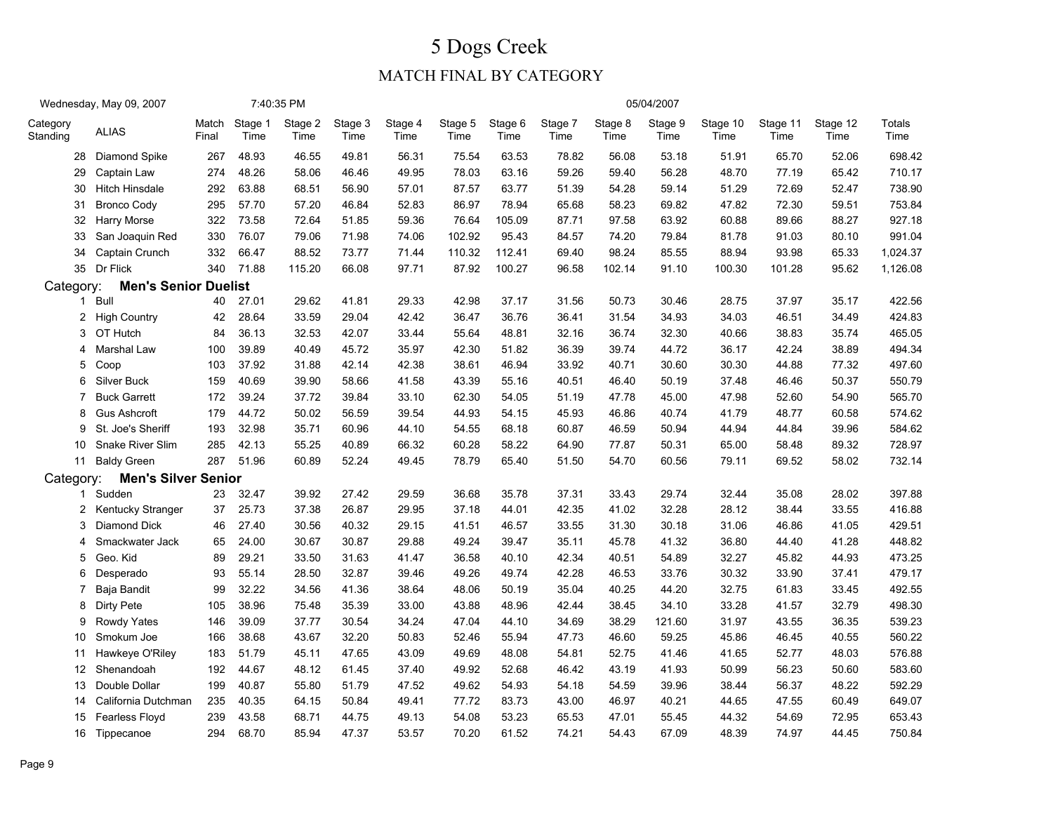# 5 Dogs Creek

## MATCH FINAL BY CATEGORY

Wednesday, May 09, 2007 7:40:35 PM 05/04/2007

| Category Standing | ALIAS | Match Final | Stage 1 Time | Stage 2 Time | Stage 3 Time | Stage 4 Time | Stage 5 Time | Stage 6 Time | Stage 7 Time | Stage 8 Time | Stage 9 Time | Stage 10 Time | Stage 11 Time | Stage 12 Time | Totals Time |
|---|---|---|---|---|---|---|---|---|---|---|---|---|---|---|---|
| 28 | Diamond Spike | 267 | 48.93 | 46.55 | 49.81 | 56.31 | 75.54 | 63.53 | 78.82 | 56.08 | 53.18 | 51.91 | 65.70 | 52.06 | 698.42 |
| 29 | Captain Law | 274 | 48.26 | 58.06 | 46.46 | 49.95 | 78.03 | 63.16 | 59.26 | 59.40 | 56.28 | 48.70 | 77.19 | 65.42 | 710.17 |
| 30 | Hitch Hinsdale | 292 | 63.88 | 68.51 | 56.90 | 57.01 | 87.57 | 63.77 | 51.39 | 54.28 | 59.14 | 51.29 | 72.69 | 52.47 | 738.90 |
| 31 | Bronco Cody | 295 | 57.70 | 57.20 | 46.84 | 52.83 | 86.97 | 78.94 | 65.68 | 58.23 | 69.82 | 47.82 | 72.30 | 59.51 | 753.84 |
| 32 | Harry Morse | 322 | 73.58 | 72.64 | 51.85 | 59.36 | 76.64 | 105.09 | 87.71 | 97.58 | 63.92 | 60.88 | 89.66 | 88.27 | 927.18 |
| 33 | San Joaquin Red | 330 | 76.07 | 79.06 | 71.98 | 74.06 | 102.92 | 95.43 | 84.57 | 74.20 | 79.84 | 81.78 | 91.03 | 80.10 | 991.04 |
| 34 | Captain Crunch | 332 | 66.47 | 88.52 | 73.77 | 71.44 | 110.32 | 112.41 | 69.40 | 98.24 | 85.55 | 88.94 | 93.98 | 65.33 | 1,024.37 |
| 35 | Dr Flick | 340 | 71.88 | 115.20 | 66.08 | 97.71 | 87.92 | 100.27 | 96.58 | 102.14 | 91.10 | 100.30 | 101.28 | 95.62 | 1,126.08 |
| **Category:** | **Men's Senior Duelist** | | | | | | | | | | | | | | |
| 1 | Bull | 40 | 27.01 | 29.62 | 41.81 | 29.33 | 42.98 | 37.17 | 31.56 | 50.73 | 30.46 | 28.75 | 37.97 | 35.17 | 422.56 |
| 2 | High Country | 42 | 28.64 | 33.59 | 29.04 | 42.42 | 36.47 | 36.76 | 36.41 | 31.54 | 34.93 | 34.03 | 46.51 | 34.49 | 424.83 |
| 3 | OT Hutch | 84 | 36.13 | 32.53 | 42.07 | 33.44 | 55.64 | 48.81 | 32.16 | 36.74 | 32.30 | 40.66 | 38.83 | 35.74 | 465.05 |
| 4 | Marshal Law | 100 | 39.89 | 40.49 | 45.72 | 35.97 | 42.30 | 51.82 | 36.39 | 39.74 | 44.72 | 36.17 | 42.24 | 38.89 | 494.34 |
| 5 | Coop | 103 | 37.92 | 31.88 | 42.14 | 42.38 | 38.61 | 46.94 | 33.92 | 40.71 | 30.60 | 30.30 | 44.88 | 77.32 | 497.60 |
| 6 | Silver Buck | 159 | 40.69 | 39.90 | 58.66 | 41.58 | 43.39 | 55.16 | 40.51 | 46.40 | 50.19 | 37.48 | 46.46 | 50.37 | 550.79 |
| 7 | Buck Garrett | 172 | 39.24 | 37.72 | 39.84 | 33.10 | 62.30 | 54.05 | 51.19 | 47.78 | 45.00 | 47.98 | 52.60 | 54.90 | 565.70 |
| 8 | Gus Ashcroft | 179 | 44.72 | 50.02 | 56.59 | 39.54 | 44.93 | 54.15 | 45.93 | 46.86 | 40.74 | 41.79 | 48.77 | 60.58 | 574.62 |
| 9 | St. Joe's Sheriff | 193 | 32.98 | 35.71 | 60.96 | 44.10 | 54.55 | 68.18 | 60.87 | 46.59 | 50.94 | 44.94 | 44.84 | 39.96 | 584.62 |
| 10 | Snake River Slim | 285 | 42.13 | 55.25 | 40.89 | 66.32 | 60.28 | 58.22 | 64.90 | 77.87 | 50.31 | 65.00 | 58.48 | 89.32 | 728.97 |
| 11 | Baldy Green | 287 | 51.96 | 60.89 | 52.24 | 49.45 | 78.79 | 65.40 | 51.50 | 54.70 | 60.56 | 79.11 | 69.52 | 58.02 | 732.14 |
| **Category:** | **Men's Silver Senior** | | | | | | | | | | | | | | |
| 1 | Sudden | 23 | 32.47 | 39.92 | 27.42 | 29.59 | 36.68 | 35.78 | 37.31 | 33.43 | 29.74 | 32.44 | 35.08 | 28.02 | 397.88 |
| 2 | Kentucky Stranger | 37 | 25.73 | 37.38 | 26.87 | 29.95 | 37.18 | 44.01 | 42.35 | 41.02 | 32.28 | 28.12 | 38.44 | 33.55 | 416.88 |
| 3 | Diamond Dick | 46 | 27.40 | 30.56 | 40.32 | 29.15 | 41.51 | 46.57 | 33.55 | 31.30 | 30.18 | 31.06 | 46.86 | 41.05 | 429.51 |
| 4 | Smackwater Jack | 65 | 24.00 | 30.67 | 30.87 | 29.88 | 49.24 | 39.47 | 35.11 | 45.78 | 41.32 | 36.80 | 44.40 | 41.28 | 448.82 |
| 5 | Geo. Kid | 89 | 29.21 | 33.50 | 31.63 | 41.47 | 36.58 | 40.10 | 42.34 | 40.51 | 54.89 | 32.27 | 45.82 | 44.93 | 473.25 |
| 6 | Desperado | 93 | 55.14 | 28.50 | 32.87 | 39.46 | 49.26 | 49.74 | 42.28 | 46.53 | 33.76 | 30.32 | 33.90 | 37.41 | 479.17 |
| 7 | Baja Bandit | 99 | 32.22 | 34.56 | 41.36 | 38.64 | 48.06 | 50.19 | 35.04 | 40.25 | 44.20 | 32.75 | 61.83 | 33.45 | 492.55 |
| 8 | Dirty Pete | 105 | 38.96 | 75.48 | 35.39 | 33.00 | 43.88 | 48.96 | 42.44 | 38.45 | 34.10 | 33.28 | 41.57 | 32.79 | 498.30 |
| 9 | Rowdy Yates | 146 | 39.09 | 37.77 | 30.54 | 34.24 | 47.04 | 44.10 | 34.69 | 38.29 | 121.60 | 31.97 | 43.55 | 36.35 | 539.23 |
| 10 | Smokum Joe | 166 | 38.68 | 43.67 | 32.20 | 50.83 | 52.46 | 55.94 | 47.73 | 46.60 | 59.25 | 45.86 | 46.45 | 40.55 | 560.22 |
| 11 | Hawkeye O'Riley | 183 | 51.79 | 45.11 | 47.65 | 43.09 | 49.69 | 48.08 | 54.81 | 52.75 | 41.46 | 41.65 | 52.77 | 48.03 | 576.88 |
| 12 | Shenandoah | 192 | 44.67 | 48.12 | 61.45 | 37.40 | 49.92 | 52.68 | 46.42 | 43.19 | 41.93 | 50.99 | 56.23 | 50.60 | 583.60 |
| 13 | Double Dollar | 199 | 40.87 | 55.80 | 51.79 | 47.52 | 49.62 | 54.93 | 54.18 | 54.59 | 39.96 | 38.44 | 56.37 | 48.22 | 592.29 |
| 14 | California Dutchman | 235 | 40.35 | 64.15 | 50.84 | 49.41 | 77.72 | 83.73 | 43.00 | 46.97 | 40.21 | 44.65 | 47.55 | 60.49 | 649.07 |
| 15 | Fearless Floyd | 239 | 43.58 | 68.71 | 44.75 | 49.13 | 54.08 | 53.23 | 65.53 | 47.01 | 55.45 | 44.32 | 54.69 | 72.95 | 653.43 |
| 16 | Tippecanoe | 294 | 68.70 | 85.94 | 47.37 | 53.57 | 70.20 | 61.52 | 74.21 | 54.43 | 67.09 | 48.39 | 74.97 | 44.45 | 750.84 |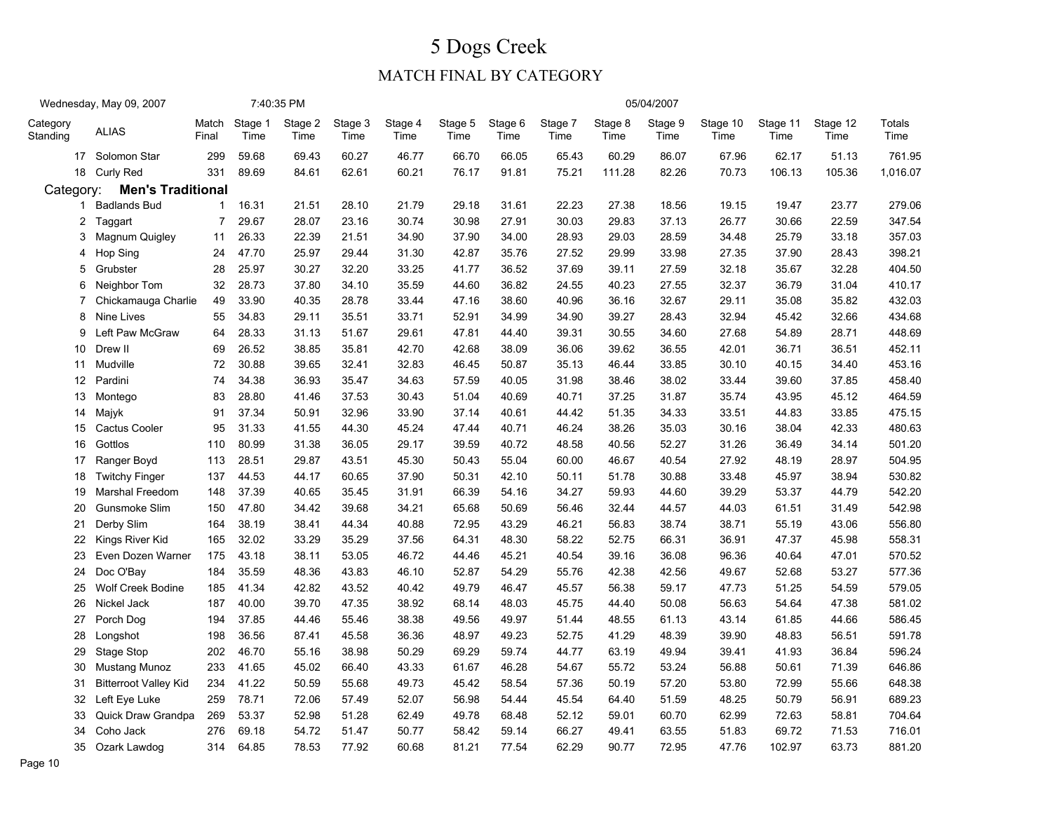# 5 Dogs Creek

## MATCH FINAL BY CATEGORY

Wednesday, May 09, 2007 7:40:35 PM 05/04/2007

| Category Standing | ALIAS | Match Final | Stage 1 Time | Stage 2 Time | Stage 3 Time | Stage 4 Time | Stage 5 Time | Stage 6 Time | Stage 7 Time | Stage 8 Time | Stage 9 Time | Stage 10 Time | Stage 11 Time | Stage 12 Time | Totals Time |
|---|---|---|---|---|---|---|---|---|---|---|---|---|---|---|---|
| 17 | Solomon Star | 299 | 59.68 | 69.43 | 60.27 | 46.77 | 66.70 | 66.05 | 65.43 | 60.29 | 86.07 | 67.96 | 62.17 | 51.13 | 761.95 |
| 18 | Curly Red | 331 | 89.69 | 84.61 | 62.61 | 60.21 | 76.17 | 91.81 | 75.21 | 111.28 | 82.26 | 70.73 | 106.13 | 105.36 | 1,016.07 |
| Category: | **Men's Traditional** | | | | | | | | | | | | | | |
| 1 | Badlands Bud | 1 | 16.31 | 21.51 | 28.10 | 21.79 | 29.18 | 31.61 | 22.23 | 27.38 | 18.56 | 19.15 | 19.47 | 23.77 | 279.06 |
| 2 | Taggart | 7 | 29.67 | 28.07 | 23.16 | 30.74 | 30.98 | 27.91 | 30.03 | 29.83 | 37.13 | 26.77 | 30.66 | 22.59 | 347.54 |
| 3 | Magnum Quigley | 11 | 26.33 | 22.39 | 21.51 | 34.90 | 37.90 | 34.00 | 28.93 | 29.03 | 28.59 | 34.48 | 25.79 | 33.18 | 357.03 |
| 4 | Hop Sing | 24 | 47.70 | 25.97 | 29.44 | 31.30 | 42.87 | 35.76 | 27.52 | 29.99 | 33.98 | 27.35 | 37.90 | 28.43 | 398.21 |
| 5 | Grubster | 28 | 25.97 | 30.27 | 32.20 | 33.25 | 41.77 | 36.52 | 37.69 | 39.11 | 27.59 | 32.18 | 35.67 | 32.28 | 404.50 |
| 6 | Neighbor Tom | 32 | 28.73 | 37.80 | 34.10 | 35.59 | 44.60 | 36.82 | 24.55 | 40.23 | 27.55 | 32.37 | 36.79 | 31.04 | 410.17 |
| 7 | Chickamauga Charlie | 49 | 33.90 | 40.35 | 28.78 | 33.44 | 47.16 | 38.60 | 40.96 | 36.16 | 32.67 | 29.11 | 35.08 | 35.82 | 432.03 |
| 8 | Nine Lives | 55 | 34.83 | 29.11 | 35.51 | 33.71 | 52.91 | 34.99 | 34.90 | 39.27 | 28.43 | 32.94 | 45.42 | 32.66 | 434.68 |
| 9 | Left Paw McGraw | 64 | 28.33 | 31.13 | 51.67 | 29.61 | 47.81 | 44.40 | 39.31 | 30.55 | 34.60 | 27.68 | 54.89 | 28.71 | 448.69 |
| 10 | Drew II | 69 | 26.52 | 38.85 | 35.81 | 42.70 | 42.68 | 38.09 | 36.06 | 39.62 | 36.55 | 42.01 | 36.71 | 36.51 | 452.11 |
| 11 | Mudville | 72 | 30.88 | 39.65 | 32.41 | 32.83 | 46.45 | 50.87 | 35.13 | 46.44 | 33.85 | 30.10 | 40.15 | 34.40 | 453.16 |
| 12 | Pardini | 74 | 34.38 | 36.93 | 35.47 | 34.63 | 57.59 | 40.05 | 31.98 | 38.46 | 38.02 | 33.44 | 39.60 | 37.85 | 458.40 |
| 13 | Montego | 83 | 28.80 | 41.46 | 37.53 | 30.43 | 51.04 | 40.69 | 40.71 | 37.25 | 31.87 | 35.74 | 43.95 | 45.12 | 464.59 |
| 14 | Majyk | 91 | 37.34 | 50.91 | 32.96 | 33.90 | 37.14 | 40.61 | 44.42 | 51.35 | 34.33 | 33.51 | 44.83 | 33.85 | 475.15 |
| 15 | Cactus Cooler | 95 | 31.33 | 41.55 | 44.30 | 45.24 | 47.44 | 40.71 | 46.24 | 38.26 | 35.03 | 30.16 | 38.04 | 42.33 | 480.63 |
| 16 | Gottlos | 110 | 80.99 | 31.38 | 36.05 | 29.17 | 39.59 | 40.72 | 48.58 | 40.56 | 52.27 | 31.26 | 36.49 | 34.14 | 501.20 |
| 17 | Ranger Boyd | 113 | 28.51 | 29.87 | 43.51 | 45.30 | 50.43 | 55.04 | 60.00 | 46.67 | 40.54 | 27.92 | 48.19 | 28.97 | 504.95 |
| 18 | Twitchy Finger | 137 | 44.53 | 44.17 | 60.65 | 37.90 | 50.31 | 42.10 | 50.11 | 51.78 | 30.88 | 33.48 | 45.97 | 38.94 | 530.82 |
| 19 | Marshal Freedom | 148 | 37.39 | 40.65 | 35.45 | 31.91 | 66.39 | 54.16 | 34.27 | 59.93 | 44.60 | 39.29 | 53.37 | 44.79 | 542.20 |
| 20 | Gunsmoke Slim | 150 | 47.80 | 34.42 | 39.68 | 34.21 | 65.68 | 50.69 | 56.46 | 32.44 | 44.57 | 44.03 | 61.51 | 31.49 | 542.98 |
| 21 | Derby Slim | 164 | 38.19 | 38.41 | 44.34 | 40.88 | 72.95 | 43.29 | 46.21 | 56.83 | 38.74 | 38.71 | 55.19 | 43.06 | 556.80 |
| 22 | Kings River Kid | 165 | 32.02 | 33.29 | 35.29 | 37.56 | 64.31 | 48.30 | 58.22 | 52.75 | 66.31 | 36.91 | 47.37 | 45.98 | 558.31 |
| 23 | Even Dozen Warner | 175 | 43.18 | 38.11 | 53.05 | 46.72 | 44.46 | 45.21 | 40.54 | 39.16 | 36.08 | 96.36 | 40.64 | 47.01 | 570.52 |
| 24 | Doc O'Bay | 184 | 35.59 | 48.36 | 43.83 | 46.10 | 52.87 | 54.29 | 55.76 | 42.38 | 42.56 | 49.67 | 52.68 | 53.27 | 577.36 |
| 25 | Wolf Creek Bodine | 185 | 41.34 | 42.82 | 43.52 | 40.42 | 49.79 | 46.47 | 45.57 | 56.38 | 59.17 | 47.73 | 51.25 | 54.59 | 579.05 |
| 26 | Nickel Jack | 187 | 40.00 | 39.70 | 47.35 | 38.92 | 68.14 | 48.03 | 45.75 | 44.40 | 50.08 | 56.63 | 54.64 | 47.38 | 581.02 |
| 27 | Porch Dog | 194 | 37.85 | 44.46 | 55.46 | 38.38 | 49.56 | 49.97 | 51.44 | 48.55 | 61.13 | 43.14 | 61.85 | 44.66 | 586.45 |
| 28 | Longshot | 198 | 36.56 | 87.41 | 45.58 | 36.36 | 48.97 | 49.23 | 52.75 | 41.29 | 48.39 | 39.90 | 48.83 | 56.51 | 591.78 |
| 29 | Stage Stop | 202 | 46.70 | 55.16 | 38.98 | 50.29 | 69.29 | 59.74 | 44.77 | 63.19 | 49.94 | 39.41 | 41.93 | 36.84 | 596.24 |
| 30 | Mustang Munoz | 233 | 41.65 | 45.02 | 66.40 | 43.33 | 61.67 | 46.28 | 54.67 | 55.72 | 53.24 | 56.88 | 50.61 | 71.39 | 646.86 |
| 31 | Bitterroot Valley Kid | 234 | 41.22 | 50.59 | 55.68 | 49.73 | 45.42 | 58.54 | 57.36 | 50.19 | 57.20 | 53.80 | 72.99 | 55.66 | 648.38 |
| 32 | Left Eye Luke | 259 | 78.71 | 72.06 | 57.49 | 52.07 | 56.98 | 54.44 | 45.54 | 64.40 | 51.59 | 48.25 | 50.79 | 56.91 | 689.23 |
| 33 | Quick Draw Grandpa | 269 | 53.37 | 52.98 | 51.28 | 62.49 | 49.78 | 68.48 | 52.12 | 59.01 | 60.70 | 62.99 | 72.63 | 58.81 | 704.64 |
| 34 | Coho Jack | 276 | 69.18 | 54.72 | 51.47 | 50.77 | 58.42 | 59.14 | 66.27 | 49.41 | 63.55 | 51.83 | 69.72 | 71.53 | 716.01 |
| 35 | Ozark Lawdog | 314 | 64.85 | 78.53 | 77.92 | 60.68 | 81.21 | 77.54 | 62.29 | 90.77 | 72.95 | 47.76 | 102.97 | 63.73 | 881.20 |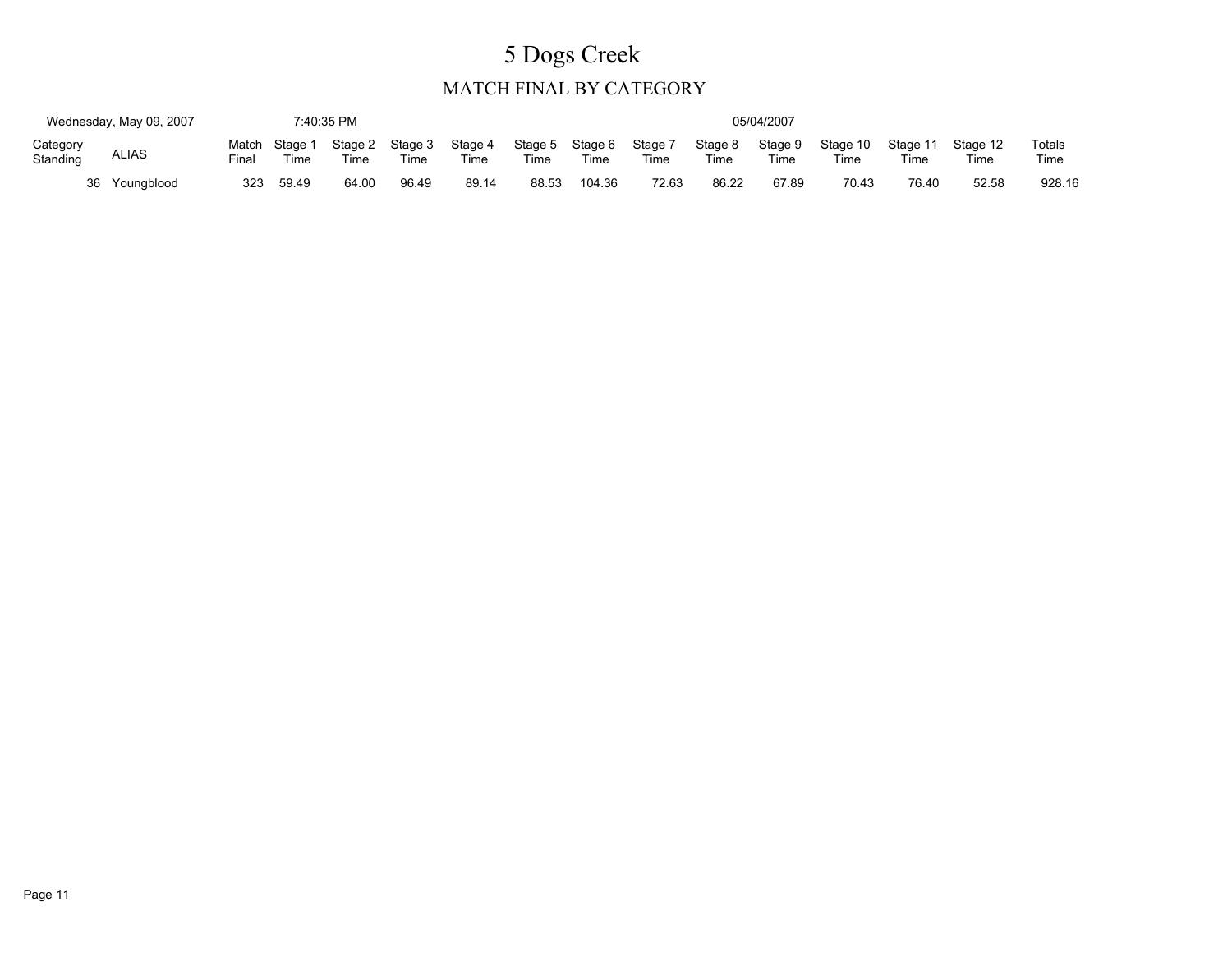# 5 Dogs Creek

## MATCH FINAL BY CATEGORY

Wednesday, May 09, 2007 7:40:35 PM 05/04/2007

| Category Standing | ALIAS | Match Final | Stage 1 Time | Stage 2 Time | Stage 3 Time | Stage 4 Time | Stage 5 Time | Stage 6 Time | Stage 7 Time | Stage 8 Time | Stage 9 Time | Stage 10 Time | Stage 11 Time | Stage 12 Time | Totals Time |
|---|---|---|---|---|---|---|---|---|---|---|---|---|---|---|---|
| 36 | Youngblood | 323 | 59.49 | 64.00 | 96.49 | 89.14 | 88.53 | 104.36 | 72.63 | 86.22 | 67.89 | 70.43 | 76.40 | 52.58 | 928.16 |